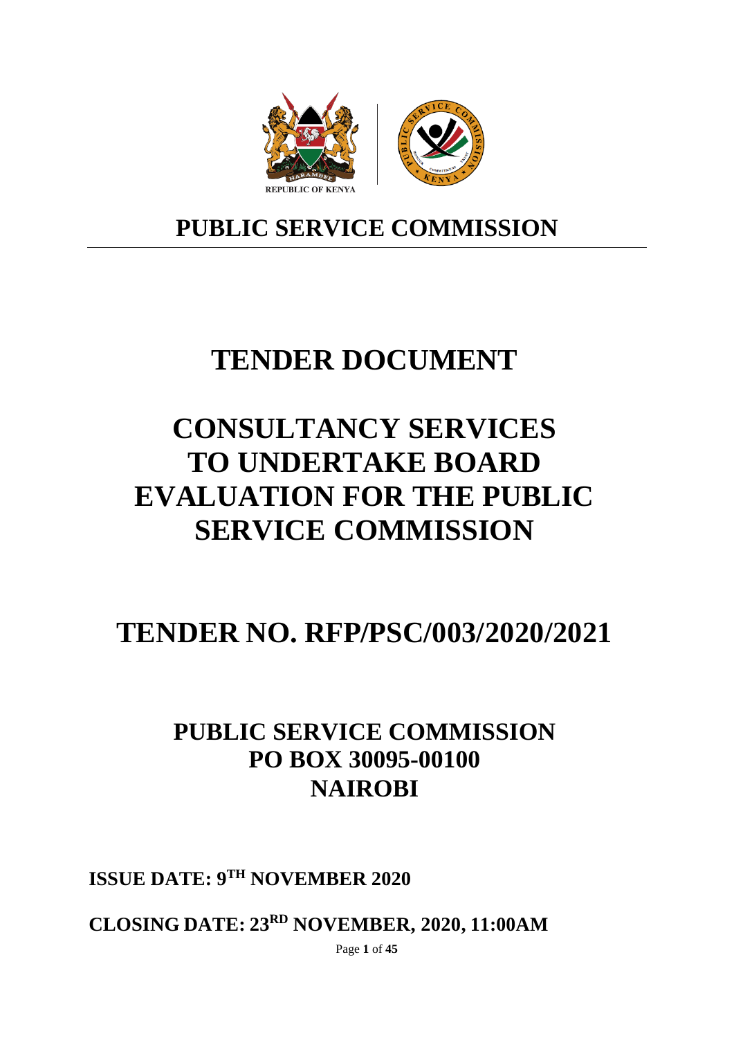REPUBLIC OF KENYA

# PUBLIC SERVICE COMMISSION

---

# TENDER DOCUMENT

# CONSULTANCY SERVICES TO UNDERTAKE BOARD EVALUATION FOR THE PUBLIC SERVICE COMMISSION

# TENDER NO. RFP/PSC/003/2020/2021

## PUBLIC SERVICE COMMISSION
## PO BOX 30095-00100
## NAIROBI

**ISSUE DATE: 9TH NOVEMBER 2020**

**CLOSING DATE: 23RD NOVEMBER, 2020, 11:00AM**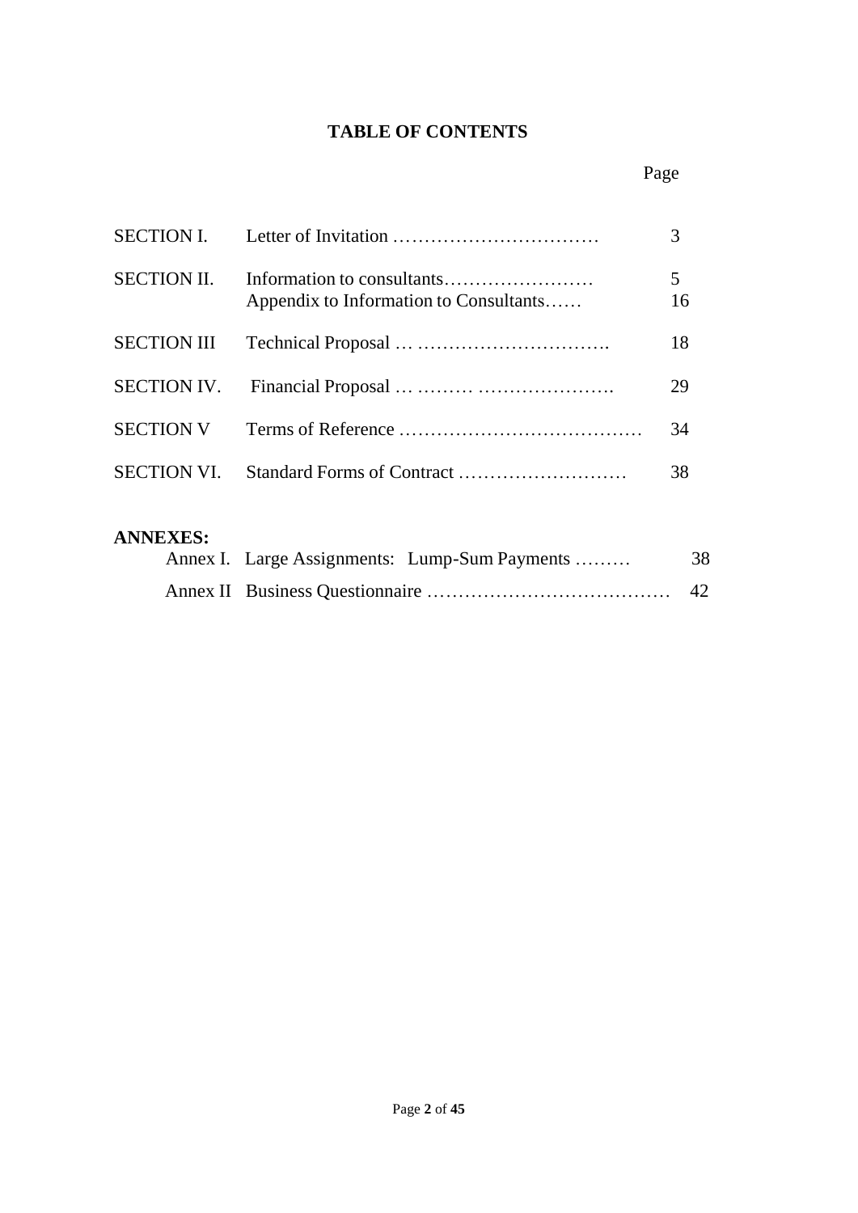# TABLE OF CONTENTS

| | | Page |
|---|---|---|
| SECTION I. | Letter of Invitation …………………………… | 3 |
| SECTION II. | Information to consultants…………………… | 5 |
| | Appendix to Information to Consultants…… | 16 |
| SECTION III | Technical Proposal … …………………………. | 18 |
| SECTION IV. | Financial Proposal … ……… …………………. | 29 |
| SECTION V | Terms of Reference ………………………………… | 34 |
| SECTION VI. | Standard Forms of Contract ……………………… | 38 |

**ANNEXES:**

| | Page |
|---|---|
| Annex I. Large Assignments: Lump-Sum Payments ……… | 38 |
| Annex II Business Questionnaire ………………………………… | 42 |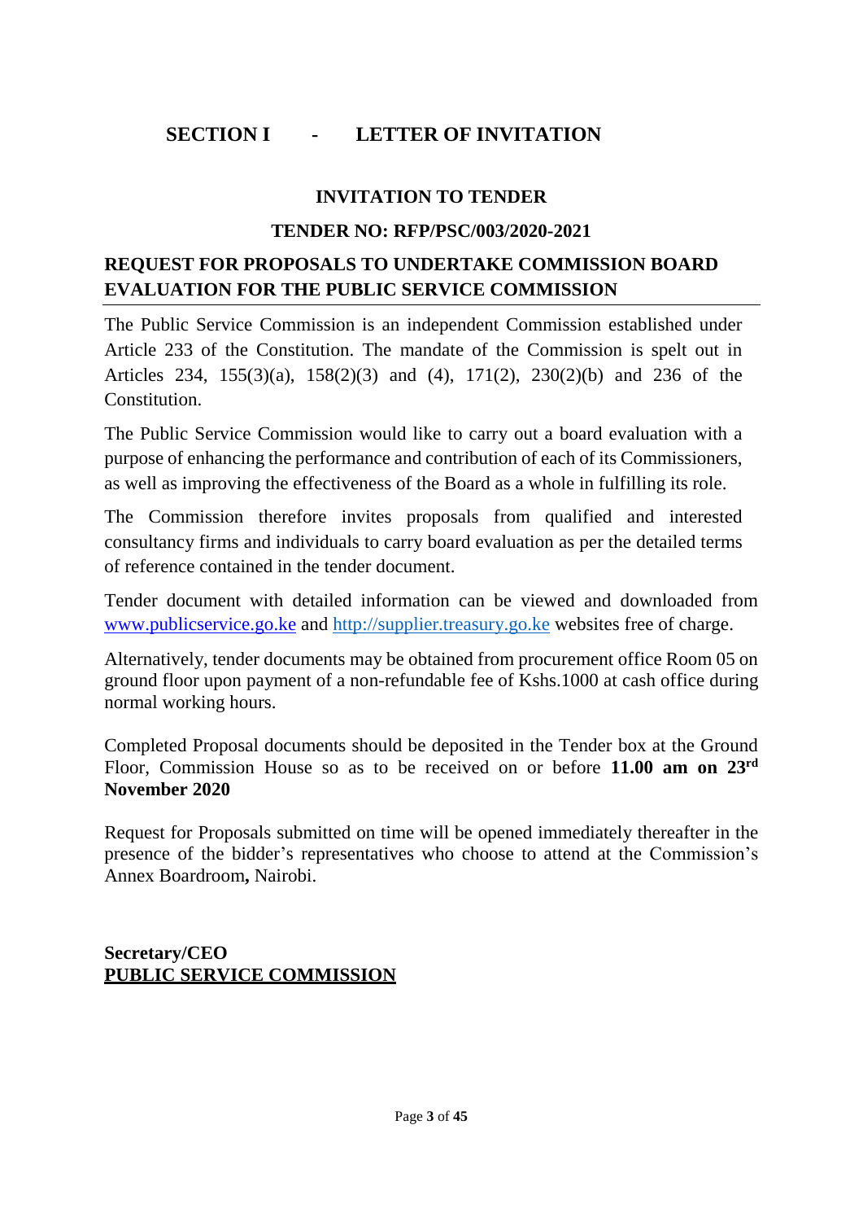## SECTION I - LETTER OF INVITATION

### INVITATION TO TENDER

### TENDER NO: RFP/PSC/003/2020-2021

### REQUEST FOR PROPOSALS TO UNDERTAKE COMMISSION BOARD EVALUATION FOR THE PUBLIC SERVICE COMMISSION

The Public Service Commission is an independent Commission established under Article 233 of the Constitution. The mandate of the Commission is spelt out in Articles 234, 155(3)(a), 158(2)(3) and (4), 171(2), 230(2)(b) and 236 of the Constitution.

The Public Service Commission would like to carry out a board evaluation with a purpose of enhancing the performance and contribution of each of its Commissioners, as well as improving the effectiveness of the Board as a whole in fulfilling its role.

The Commission therefore invites proposals from qualified and interested consultancy firms and individuals to carry board evaluation as per the detailed terms of reference contained in the tender document.

Tender document with detailed information can be viewed and downloaded from www.publicservice.go.ke and http://supplier.treasury.go.ke websites free of charge.

Alternatively, tender documents may be obtained from procurement office Room 05 on ground floor upon payment of a non-refundable fee of Kshs.1000 at cash office during normal working hours.

Completed Proposal documents should be deposited in the Tender box at the Ground Floor, Commission House so as to be received on or before **11.00 am on 23rd November 2020**

Request for Proposals submitted on time will be opened immediately thereafter in the presence of the bidder's representatives who choose to attend at the Commission's Annex Boardroom**,** Nairobi.

**Secretary/CEO**
**PUBLIC SERVICE COMMISSION**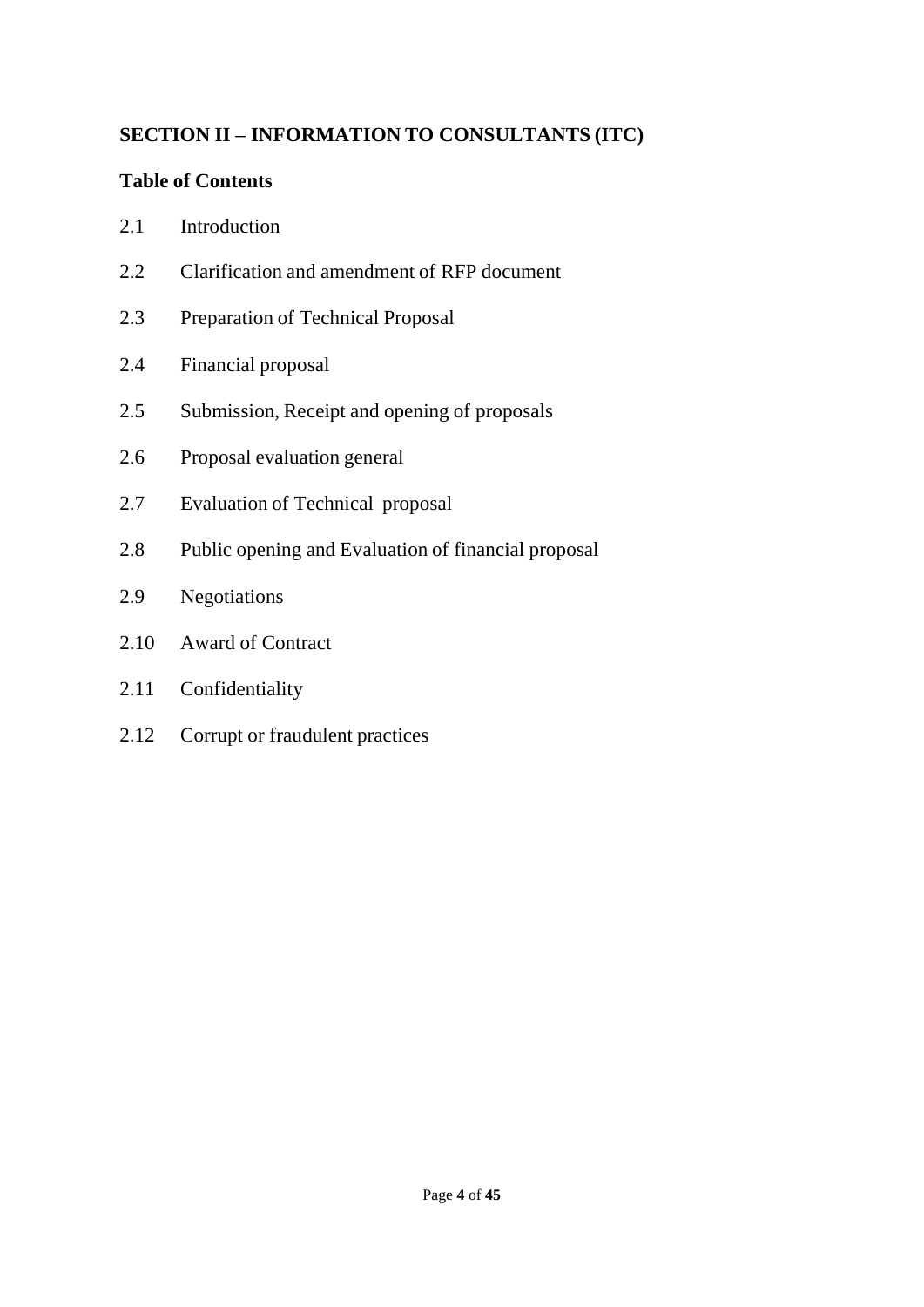## SECTION II – INFORMATION TO CONSULTANTS (ITC)

### Table of Contents

2.1 Introduction

2.2 Clarification and amendment of RFP document

2.3 Preparation of Technical Proposal

2.4 Financial proposal

2.5 Submission, Receipt and opening of proposals

2.6 Proposal evaluation general

2.7 Evaluation of Technical proposal

2.8 Public opening and Evaluation of financial proposal

2.9 Negotiations

2.10 Award of Contract

2.11 Confidentiality

2.12 Corrupt or fraudulent practices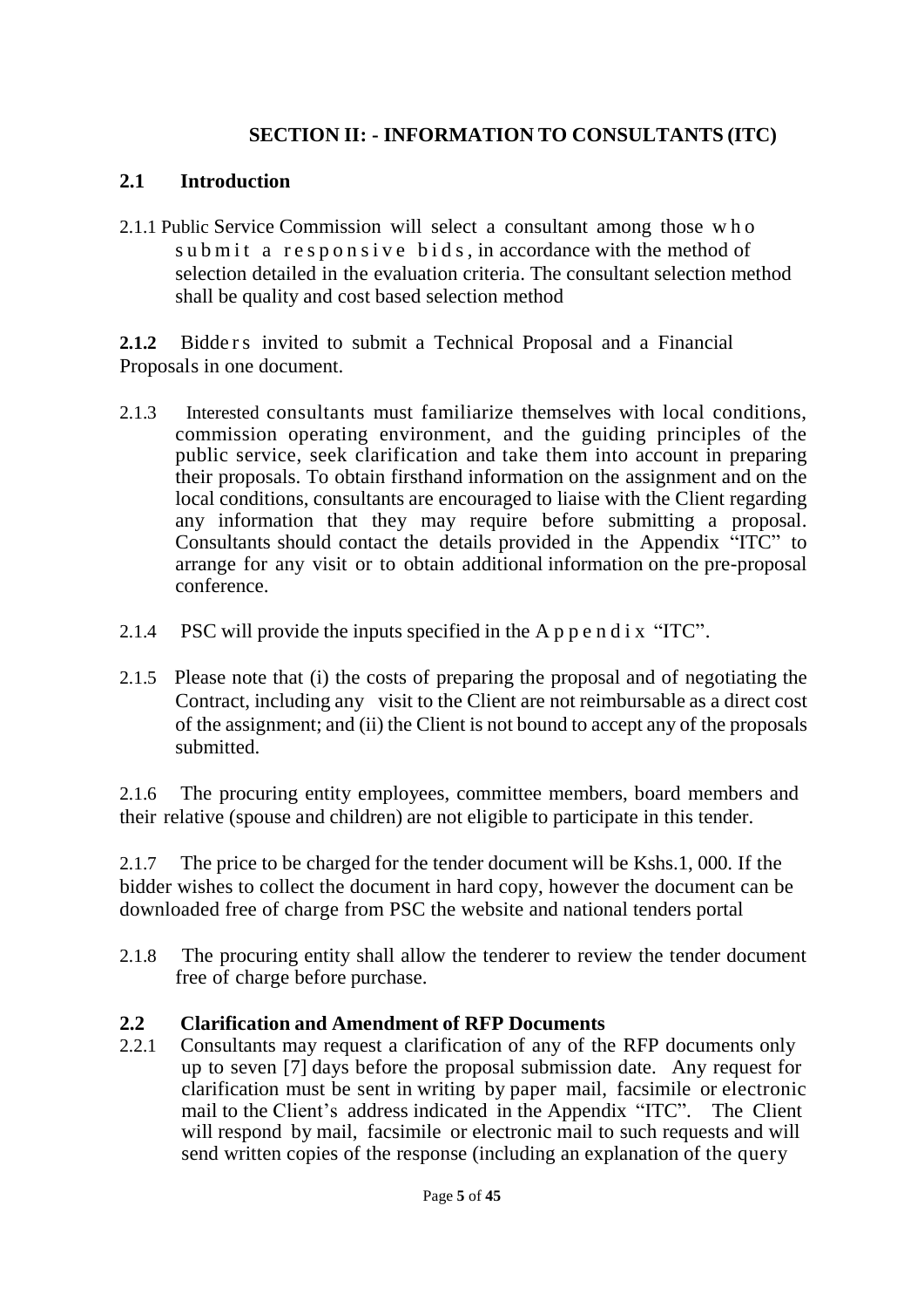## SECTION II: - INFORMATION TO CONSULTANTS (ITC)

### 2.1 Introduction

2.1.1 Public Service Commission will select a consultant among those who submit a responsive bids, in accordance with the method of selection detailed in the evaluation criteria. The consultant selection method shall be quality and cost based selection method

**2.1.2** Bidders invited to submit a Technical Proposal and a Financial Proposals in one document.

2.1.3 Interested consultants must familiarize themselves with local conditions, commission operating environment, and the guiding principles of the public service, seek clarification and take them into account in preparing their proposals. To obtain firsthand information on the assignment and on the local conditions, consultants are encouraged to liaise with the Client regarding any information that they may require before submitting a proposal. Consultants should contact the details provided in the Appendix "ITC" to arrange for any visit or to obtain additional information on the pre-proposal conference.

2.1.4 PSC will provide the inputs specified in the Appendix "ITC".

2.1.5 Please note that (i) the costs of preparing the proposal and of negotiating the Contract, including any visit to the Client are not reimbursable as a direct cost of the assignment; and (ii) the Client is not bound to accept any of the proposals submitted.

2.1.6 The procuring entity employees, committee members, board members and their relative (spouse and children) are not eligible to participate in this tender.

2.1.7 The price to be charged for the tender document will be Kshs.1, 000. If the bidder wishes to collect the document in hard copy, however the document can be downloaded free of charge from PSC the website and national tenders portal

2.1.8 The procuring entity shall allow the tenderer to review the tender document free of charge before purchase.

### 2.2 Clarification and Amendment of RFP Documents

2.2.1 Consultants may request a clarification of any of the RFP documents only up to seven [7] days before the proposal submission date. Any request for clarification must be sent in writing by paper mail, facsimile or electronic mail to the Client's address indicated in the Appendix "ITC". The Client will respond by mail, facsimile or electronic mail to such requests and will send written copies of the response (including an explanation of the query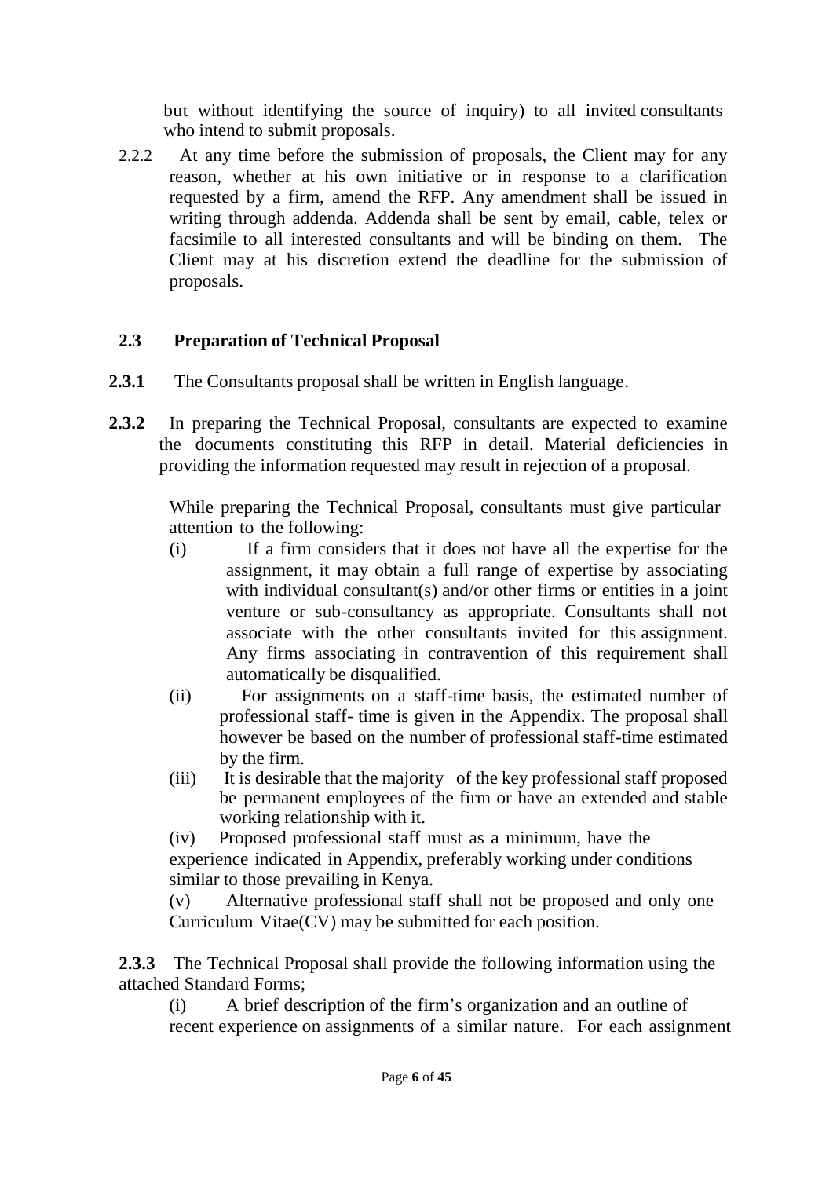but without identifying the source of inquiry) to all invited consultants who intend to submit proposals.

2.2.2 At any time before the submission of proposals, the Client may for any reason, whether at his own initiative or in response to a clarification requested by a firm, amend the RFP. Any amendment shall be issued in writing through addenda. Addenda shall be sent by email, cable, telex or facsimile to all interested consultants and will be binding on them. The Client may at his discretion extend the deadline for the submission of proposals.

## 2.3 Preparation of Technical Proposal

**2.3.1** The Consultants proposal shall be written in English language.

**2.3.2** In preparing the Technical Proposal, consultants are expected to examine the documents constituting this RFP in detail. Material deficiencies in providing the information requested may result in rejection of a proposal.

While preparing the Technical Proposal, consultants must give particular attention to the following:

(i) If a firm considers that it does not have all the expertise for the assignment, it may obtain a full range of expertise by associating with individual consultant(s) and/or other firms or entities in a joint venture or sub-consultancy as appropriate. Consultants shall not associate with the other consultants invited for this assignment. Any firms associating in contravention of this requirement shall automatically be disqualified.

(ii) For assignments on a staff-time basis, the estimated number of professional staff- time is given in the Appendix. The proposal shall however be based on the number of professional staff-time estimated by the firm.

(iii) It is desirable that the majority of the key professional staff proposed be permanent employees of the firm or have an extended and stable working relationship with it.

(iv) Proposed professional staff must as a minimum, have the experience indicated in Appendix, preferably working under conditions similar to those prevailing in Kenya.

(v) Alternative professional staff shall not be proposed and only one Curriculum Vitae(CV) may be submitted for each position.

**2.3.3** The Technical Proposal shall provide the following information using the attached Standard Forms;

(i) A brief description of the firm's organization and an outline of recent experience on assignments of a similar nature. For each assignment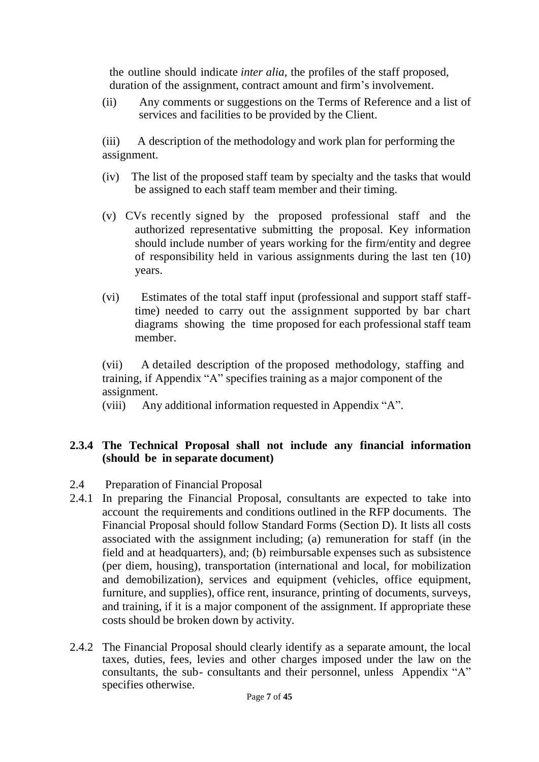the outline should indicate *inter alia*, the profiles of the staff proposed, duration of the assignment, contract amount and firm's involvement.

(ii) Any comments or suggestions on the Terms of Reference and a list of services and facilities to be provided by the Client.

(iii) A description of the methodology and work plan for performing the assignment.

(iv) The list of the proposed staff team by specialty and the tasks that would be assigned to each staff team member and their timing.

(v) CVs recently signed by the proposed professional staff and the authorized representative submitting the proposal. Key information should include number of years working for the firm/entity and degree of responsibility held in various assignments during the last ten (10) years.

(vi) Estimates of the total staff input (professional and support staff staff-time) needed to carry out the assignment supported by bar chart diagrams showing the time proposed for each professional staff team member.

(vii) A detailed description of the proposed methodology, staffing and training, if Appendix "A" specifies training as a major component of the assignment.

(viii) Any additional information requested in Appendix "A".

**2.3.4 The Technical Proposal shall not include any financial information (should be in separate document)**

2.4 Preparation of Financial Proposal

2.4.1 In preparing the Financial Proposal, consultants are expected to take into account the requirements and conditions outlined in the RFP documents. The Financial Proposal should follow Standard Forms (Section D). It lists all costs associated with the assignment including; (a) remuneration for staff (in the field and at headquarters), and; (b) reimbursable expenses such as subsistence (per diem, housing), transportation (international and local, for mobilization and demobilization), services and equipment (vehicles, office equipment, furniture, and supplies), office rent, insurance, printing of documents, surveys, and training, if it is a major component of the assignment. If appropriate these costs should be broken down by activity.

2.4.2 The Financial Proposal should clearly identify as a separate amount, the local taxes, duties, fees, levies and other charges imposed under the law on the consultants, the sub- consultants and their personnel, unless Appendix "A" specifies otherwise.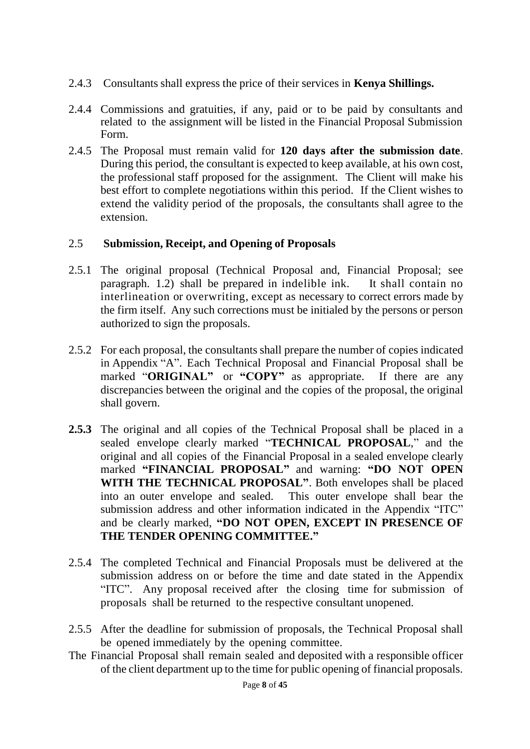2.4.3 Consultants shall express the price of their services in **Kenya Shillings.**

2.4.4 Commissions and gratuities, if any, paid or to be paid by consultants and related to the assignment will be listed in the Financial Proposal Submission Form.

2.4.5 The Proposal must remain valid for **120 days after the submission date**. During this period, the consultant is expected to keep available, at his own cost, the professional staff proposed for the assignment. The Client will make his best effort to complete negotiations within this period. If the Client wishes to extend the validity period of the proposals, the consultants shall agree to the extension.

## 2.5 Submission, Receipt, and Opening of Proposals

2.5.1 The original proposal (Technical Proposal and, Financial Proposal; see paragraph. 1.2) shall be prepared in indelible ink. It shall contain no interlineation or overwriting, except as necessary to correct errors made by the firm itself. Any such corrections must be initialed by the persons or person authorized to sign the proposals.

2.5.2 For each proposal, the consultants shall prepare the number of copies indicated in Appendix "A". Each Technical Proposal and Financial Proposal shall be marked "**ORIGINAL"** or **"COPY"** as appropriate. If there are any discrepancies between the original and the copies of the proposal, the original shall govern.

**2.5.3** The original and all copies of the Technical Proposal shall be placed in a sealed envelope clearly marked "**TECHNICAL PROPOSAL**," and the original and all copies of the Financial Proposal in a sealed envelope clearly marked **"FINANCIAL PROPOSAL"** and warning: **"DO NOT OPEN WITH THE TECHNICAL PROPOSAL"**. Both envelopes shall be placed into an outer envelope and sealed. This outer envelope shall bear the submission address and other information indicated in the Appendix "ITC" and be clearly marked, **"DO NOT OPEN, EXCEPT IN PRESENCE OF THE TENDER OPENING COMMITTEE."**

2.5.4 The completed Technical and Financial Proposals must be delivered at the submission address on or before the time and date stated in the Appendix "ITC". Any proposal received after the closing time for submission of proposals shall be returned to the respective consultant unopened.

2.5.5 After the deadline for submission of proposals, the Technical Proposal shall be opened immediately by the opening committee.

The Financial Proposal shall remain sealed and deposited with a responsible officer of the client department up to the time for public opening of financial proposals.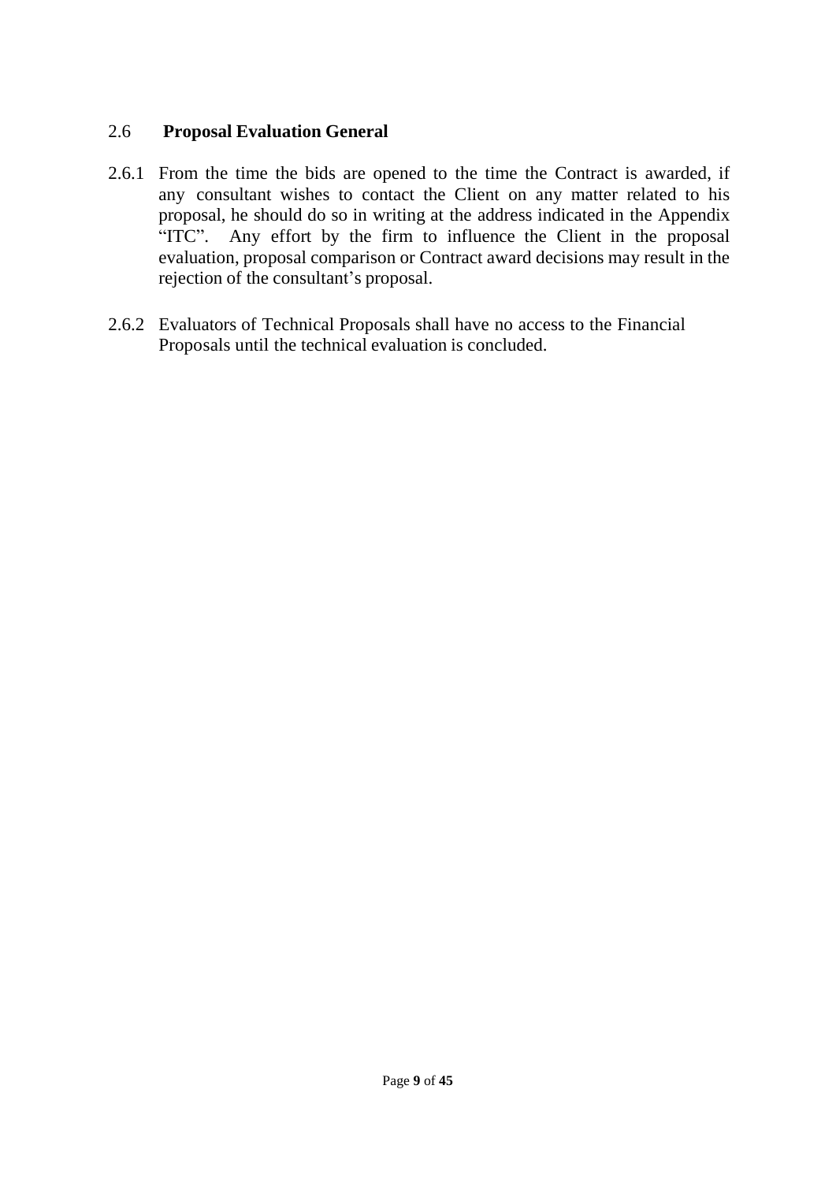## 2.6 **Proposal Evaluation General**

2.6.1 From the time the bids are opened to the time the Contract is awarded, if any consultant wishes to contact the Client on any matter related to his proposal, he should do so in writing at the address indicated in the Appendix "ITC". Any effort by the firm to influence the Client in the proposal evaluation, proposal comparison or Contract award decisions may result in the rejection of the consultant's proposal.

2.6.2 Evaluators of Technical Proposals shall have no access to the Financial Proposals until the technical evaluation is concluded.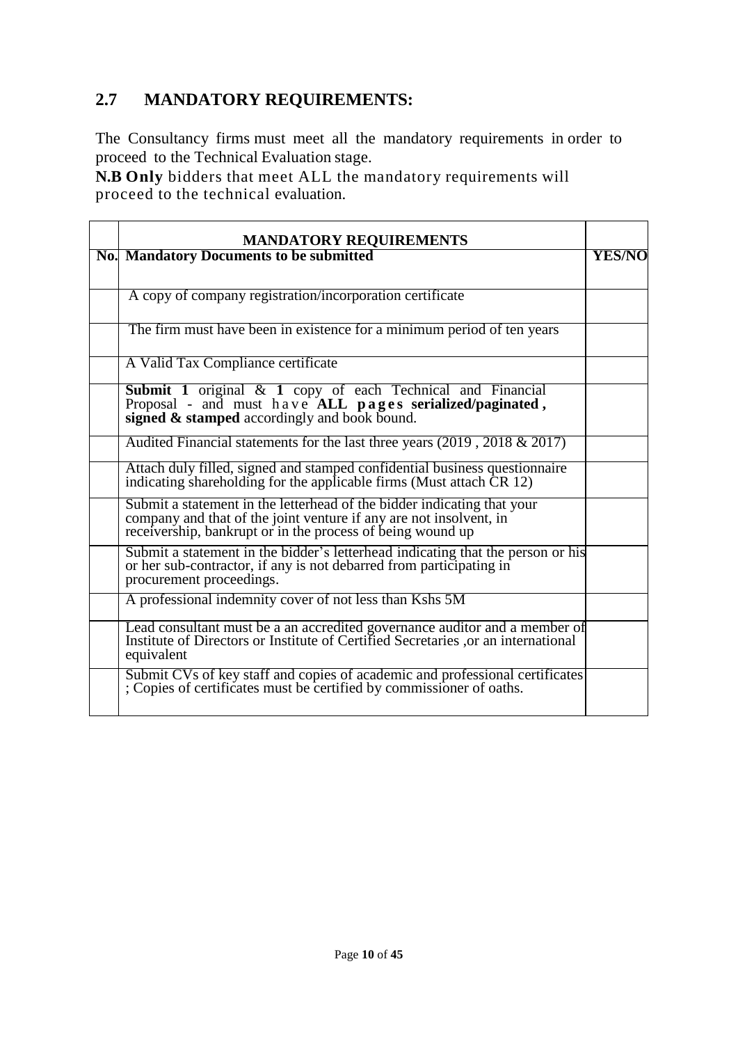## 2.7 MANDATORY REQUIREMENTS:

The Consultancy firms must meet all the mandatory requirements in order to proceed to the Technical Evaluation stage.

**N.B Only** bidders that meet ALL the mandatory requirements will proceed to the technical evaluation.

| | **MANDATORY REQUIREMENTS** | |
|---|---|---|
| **No.** | **Mandatory Documents to be submitted** | **YES/NO** |
| | A copy of company registration/incorporation certificate | |
| | The firm must have been in existence for a minimum period of ten years | |
| | A Valid Tax Compliance certificate | |
| | **Submit 1** original & **1** copy of each Technical and Financial Proposal - and must have **ALL pages serialized/paginated, signed & stamped** accordingly and book bound. | |
| | Audited Financial statements for the last three years (2019 , 2018 & 2017) | |
| | Attach duly filled, signed and stamped confidential business questionnaire indicating shareholding for the applicable firms (Must attach CR 12) | |
| | Submit a statement in the letterhead of the bidder indicating that your company and that of the joint venture if any are not insolvent, in receivership, bankrupt or in the process of being wound up | |
| | Submit a statement in the bidder's letterhead indicating that the person or his or her sub-contractor, if any is not debarred from participating in procurement proceedings. | |
| | A professional indemnity cover of not less than Kshs 5M | |
| | Lead consultant must be a an accredited governance auditor and a member of Institute of Directors or Institute of Certified Secretaries ,or an international equivalent | |
| | Submit CVs of key staff and copies of academic and professional certificates ; Copies of certificates must be certified by commissioner of oaths. | |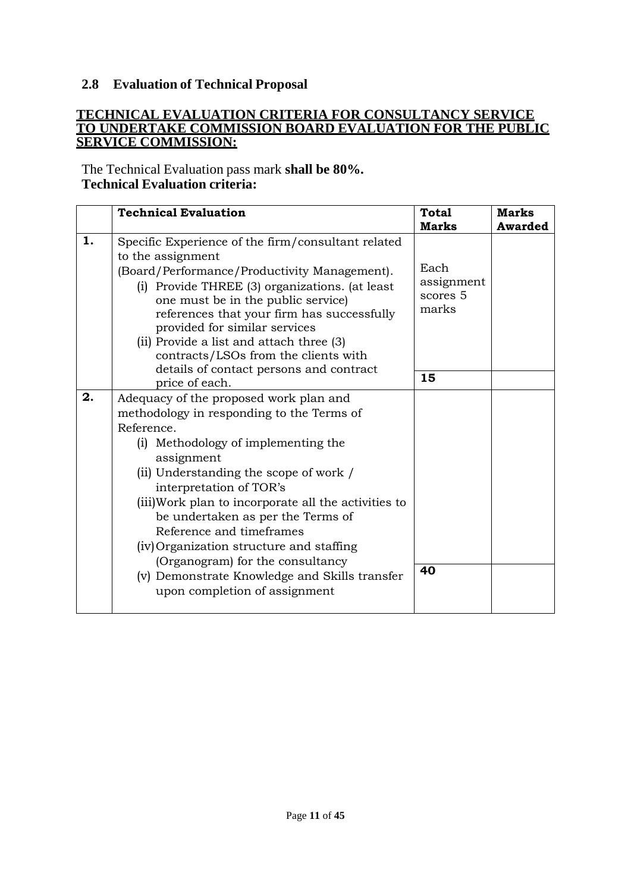## 2.8 Evaluation of Technical Proposal

**TECHNICAL EVALUATION CRITERIA FOR CONSULTANCY SERVICE TO UNDERTAKE COMMISSION BOARD EVALUATION FOR THE PUBLIC SERVICE COMMISSION:**

The Technical Evaluation pass mark **shall be 80%.**

**Technical Evaluation criteria:**

| | **Technical Evaluation** | **Total Marks** | **Marks Awarded** |
|---|---|---|---|
| **1.** | Specific Experience of the firm/consultant related to the assignment (Board/Performance/Productivity Management).<br>(i) Provide THREE (3) organizations. (at least one must be in the public service) references that your firm has successfully provided for similar services<br>(ii) Provide a list and attach three (3) contracts/LSOs from the clients with details of contact persons and contract price of each. | Each assignment scores 5 marks<br><br>**15** | |
| **2.** | Adequacy of the proposed work plan and methodology in responding to the Terms of Reference.<br>(i) Methodology of implementing the assignment<br>(ii) Understanding the scope of work / interpretation of TOR's<br>(iii) Work plan to incorporate all the activities to be undertaken as per the Terms of Reference and timeframes<br>(iv) Organization structure and staffing (Organogram) for the consultancy<br>(v) Demonstrate Knowledge and Skills transfer upon completion of assignment | **40** | |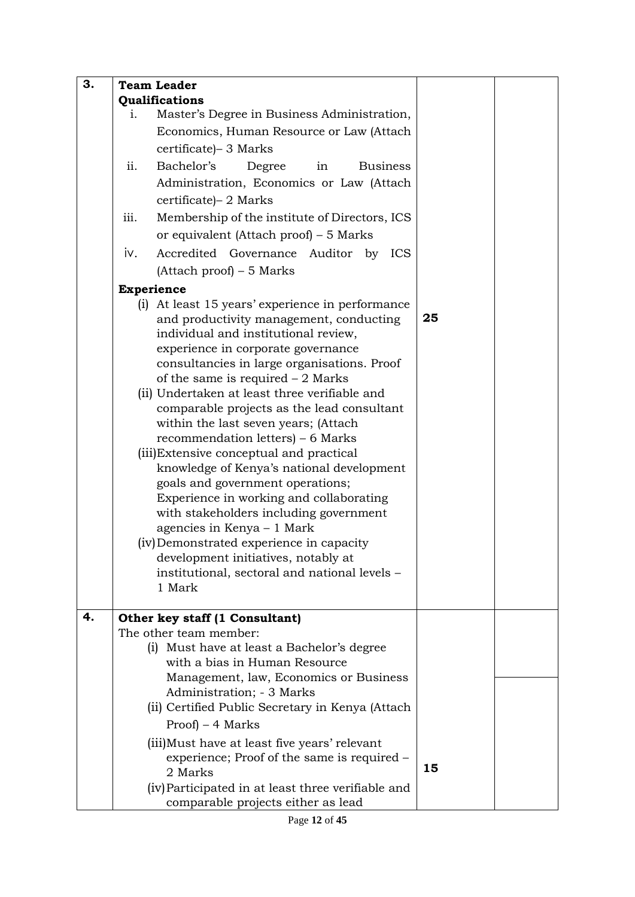| | | | |
|---|---|---|---|
| **3.** | **Team Leader**<br>**Qualifications**<br>i. Master's Degree in Business Administration, Economics, Human Resource or Law (Attach certificate)– 3 Marks<br>ii. Bachelor's Degree in Business Administration, Economics or Law (Attach certificate)– 2 Marks<br>iii. Membership of the institute of Directors, ICS or equivalent (Attach proof) – 5 Marks<br>iv. Accredited Governance Auditor by ICS (Attach proof) – 5 Marks<br>**Experience**<br>(i) At least 15 years' experience in performance and productivity management, conducting individual and institutional review, experience in corporate governance consultancies in large organisations. Proof of the same is required – 2 Marks<br>(ii) Undertaken at least three verifiable and comparable projects as the lead consultant within the last seven years; (Attach recommendation letters) – 6 Marks<br>(iii) Extensive conceptual and practical knowledge of Kenya's national development goals and government operations; Experience in working and collaborating with stakeholders including government agencies in Kenya – 1 Mark<br>(iv) Demonstrated experience in capacity development initiatives, notably at institutional, sectoral and national levels – 1 Mark | **25** | |
| **4.** | **Other key staff (1 Consultant)**<br>The other team member:<br>(i) Must have at least a Bachelor's degree with a bias in Human Resource Management, law, Economics or Business Administration; - 3 Marks<br>(ii) Certified Public Secretary in Kenya (Attach Proof) – 4 Marks<br>(iii) Must have at least five years' relevant experience; Proof of the same is required – 2 Marks<br>(iv) Participated in at least three verifiable and comparable projects either as lead | **15** | |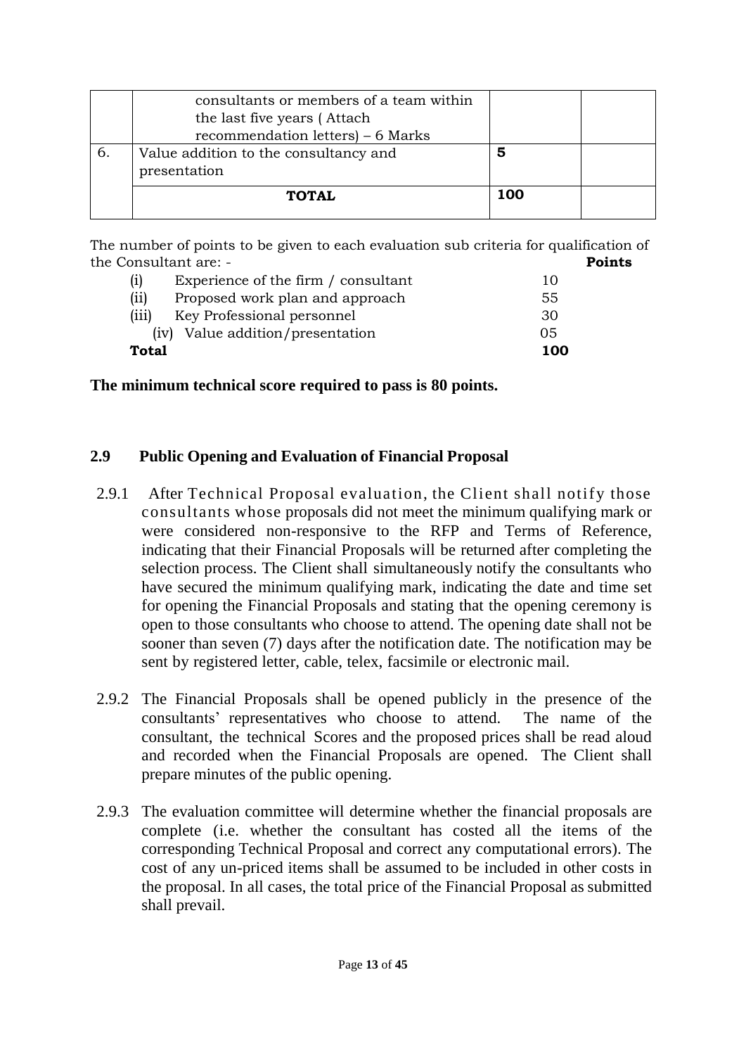|  |  |  |  |
|---|---|---|---|
|  | consultants or members of a team within the last five years ( Attach recommendation letters) – 6 Marks |  |  |
| 6. | Value addition to the consultancy and presentation | **5** |  |
|  | **TOTAL** | **100** |  |

The number of points to be given to each evaluation sub criteria for qualification of the Consultant are: - **Points**

| | | |
|---|---|---|
| (i) | Experience of the firm / consultant | 10 |
| (ii) | Proposed work plan and approach | 55 |
| (iii) | Key Professional personnel | 30 |
| (iv) | Value addition/presentation | 05 |
| **Total** | | **100** |

**The minimum technical score required to pass is 80 points.**

## 2.9 Public Opening and Evaluation of Financial Proposal

2.9.1 After Technical Proposal evaluation, the Client shall notify those consultants whose proposals did not meet the minimum qualifying mark or were considered non-responsive to the RFP and Terms of Reference, indicating that their Financial Proposals will be returned after completing the selection process. The Client shall simultaneously notify the consultants who have secured the minimum qualifying mark, indicating the date and time set for opening the Financial Proposals and stating that the opening ceremony is open to those consultants who choose to attend. The opening date shall not be sooner than seven (7) days after the notification date. The notification may be sent by registered letter, cable, telex, facsimile or electronic mail.

2.9.2 The Financial Proposals shall be opened publicly in the presence of the consultants' representatives who choose to attend. The name of the consultant, the technical Scores and the proposed prices shall be read aloud and recorded when the Financial Proposals are opened. The Client shall prepare minutes of the public opening.

2.9.3 The evaluation committee will determine whether the financial proposals are complete (i.e. whether the consultant has costed all the items of the corresponding Technical Proposal and correct any computational errors). The cost of any un-priced items shall be assumed to be included in other costs in the proposal. In all cases, the total price of the Financial Proposal as submitted shall prevail.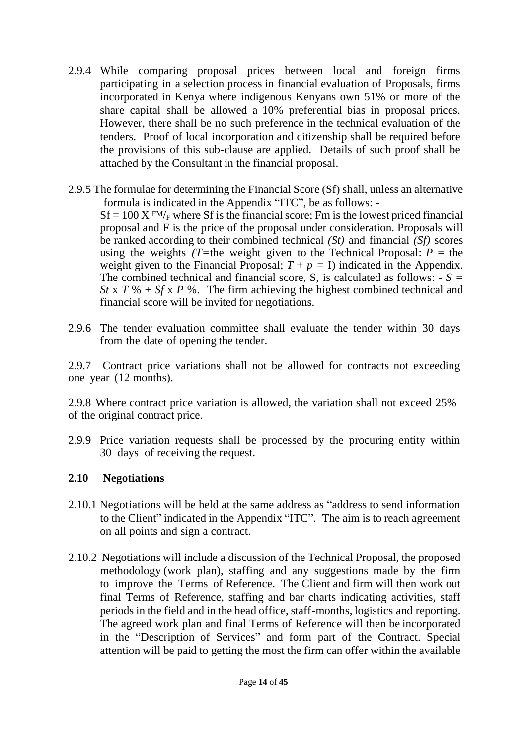2.9.4 While comparing proposal prices between local and foreign firms participating in a selection process in financial evaluation of Proposals, firms incorporated in Kenya where indigenous Kenyans own 51% or more of the share capital shall be allowed a 10% preferential bias in proposal prices. However, there shall be no such preference in the technical evaluation of the tenders. Proof of local incorporation and citizenship shall be required before the provisions of this sub-clause are applied. Details of such proof shall be attached by the Consultant in the financial proposal.

2.9.5 The formulae for determining the Financial Score (Sf) shall, unless an alternative formula is indicated in the Appendix "ITC", be as follows: - $Sf = 100 \text{ X } ^{FM}/_{F}$ where Sf is the financial score; Fm is the lowest priced financial proposal and F is the price of the proposal under consideration. Proposals will be ranked according to their combined technical *(St)* and financial *(Sf)* scores using the weights *(T*=the weight given to the Technical Proposal: $P$ = the weight given to the Financial Proposal; $T + p = I$) indicated in the Appendix. The combined technical and financial score, S, is calculated as follows: - $S = St \text{ x } T\,\% + Sf \text{ x } P\,\%$. The firm achieving the highest combined technical and financial score will be invited for negotiations.

2.9.6 The tender evaluation committee shall evaluate the tender within 30 days from the date of opening the tender.

2.9.7 Contract price variations shall not be allowed for contracts not exceeding one year (12 months).

2.9.8 Where contract price variation is allowed, the variation shall not exceed 25% of the original contract price.

2.9.9 Price variation requests shall be processed by the procuring entity within 30 days of receiving the request.

## 2.10 Negotiations

2.10.1 Negotiations will be held at the same address as "address to send information to the Client" indicated in the Appendix "ITC". The aim is to reach agreement on all points and sign a contract.

2.10.2 Negotiations will include a discussion of the Technical Proposal, the proposed methodology (work plan), staffing and any suggestions made by the firm to improve the Terms of Reference. The Client and firm will then work out final Terms of Reference, staffing and bar charts indicating activities, staff periods in the field and in the head office, staff-months, logistics and reporting. The agreed work plan and final Terms of Reference will then be incorporated in the "Description of Services" and form part of the Contract. Special attention will be paid to getting the most the firm can offer within the available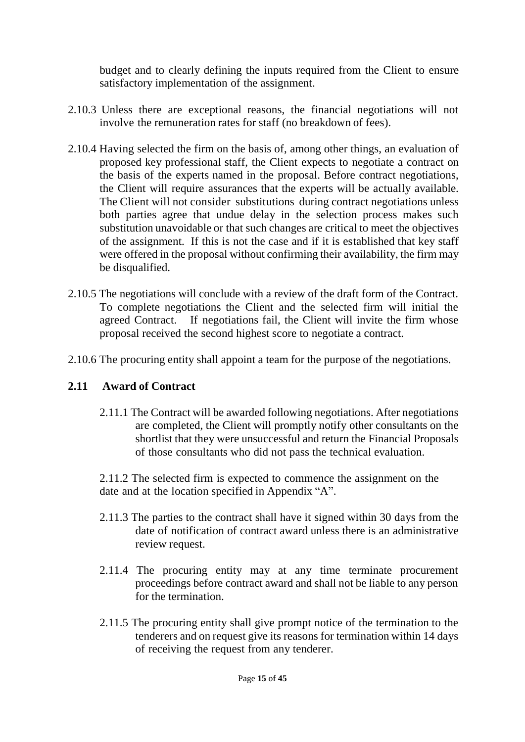budget and to clearly defining the inputs required from the Client to ensure satisfactory implementation of the assignment.

2.10.3 Unless there are exceptional reasons, the financial negotiations will not involve the remuneration rates for staff (no breakdown of fees).

2.10.4 Having selected the firm on the basis of, among other things, an evaluation of proposed key professional staff, the Client expects to negotiate a contract on the basis of the experts named in the proposal. Before contract negotiations, the Client will require assurances that the experts will be actually available. The Client will not consider substitutions during contract negotiations unless both parties agree that undue delay in the selection process makes such substitution unavoidable or that such changes are critical to meet the objectives of the assignment. If this is not the case and if it is established that key staff were offered in the proposal without confirming their availability, the firm may be disqualified.

2.10.5 The negotiations will conclude with a review of the draft form of the Contract. To complete negotiations the Client and the selected firm will initial the agreed Contract. If negotiations fail, the Client will invite the firm whose proposal received the second highest score to negotiate a contract.

2.10.6 The procuring entity shall appoint a team for the purpose of the negotiations.

## 2.11 Award of Contract

2.11.1 The Contract will be awarded following negotiations. After negotiations are completed, the Client will promptly notify other consultants on the shortlist that they were unsuccessful and return the Financial Proposals of those consultants who did not pass the technical evaluation.

2.11.2 The selected firm is expected to commence the assignment on the date and at the location specified in Appendix "A".

2.11.3 The parties to the contract shall have it signed within 30 days from the date of notification of contract award unless there is an administrative review request.

2.11.4 The procuring entity may at any time terminate procurement proceedings before contract award and shall not be liable to any person for the termination.

2.11.5 The procuring entity shall give prompt notice of the termination to the tenderers and on request give its reasons for termination within 14 days of receiving the request from any tenderer.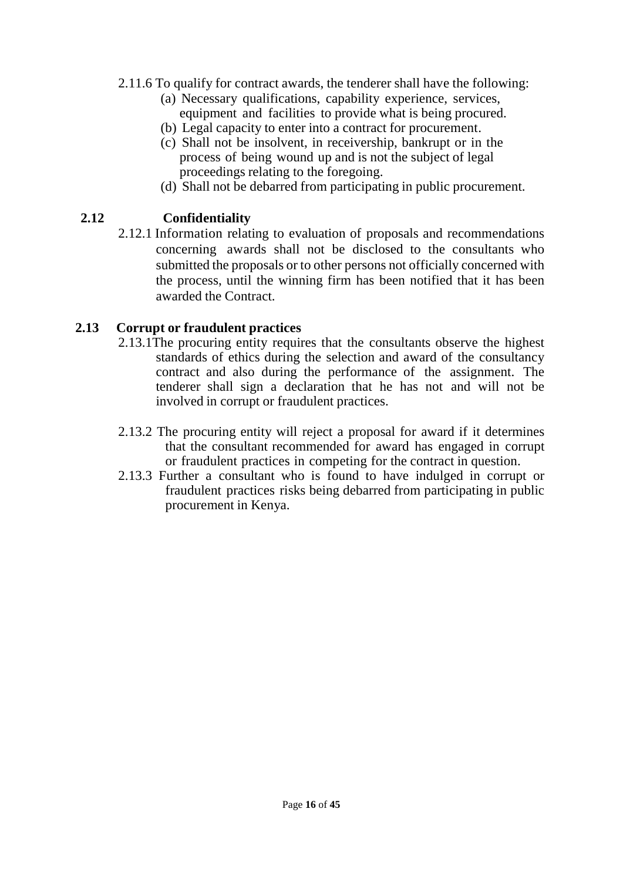2.11.6 To qualify for contract awards, the tenderer shall have the following:

(a) Necessary qualifications, capability experience, services, equipment and facilities to provide what is being procured.

(b) Legal capacity to enter into a contract for procurement.

(c) Shall not be insolvent, in receivership, bankrupt or in the process of being wound up and is not the subject of legal proceedings relating to the foregoing.

(d) Shall not be debarred from participating in public procurement.

## 2.12 Confidentiality

2.12.1 Information relating to evaluation of proposals and recommendations concerning awards shall not be disclosed to the consultants who submitted the proposals or to other persons not officially concerned with the process, until the winning firm has been notified that it has been awarded the Contract.

## 2.13 Corrupt or fraudulent practices

2.13.1The procuring entity requires that the consultants observe the highest standards of ethics during the selection and award of the consultancy contract and also during the performance of the assignment. The tenderer shall sign a declaration that he has not and will not be involved in corrupt or fraudulent practices.

2.13.2 The procuring entity will reject a proposal for award if it determines that the consultant recommended for award has engaged in corrupt or fraudulent practices in competing for the contract in question.

2.13.3 Further a consultant who is found to have indulged in corrupt or fraudulent practices risks being debarred from participating in public procurement in Kenya.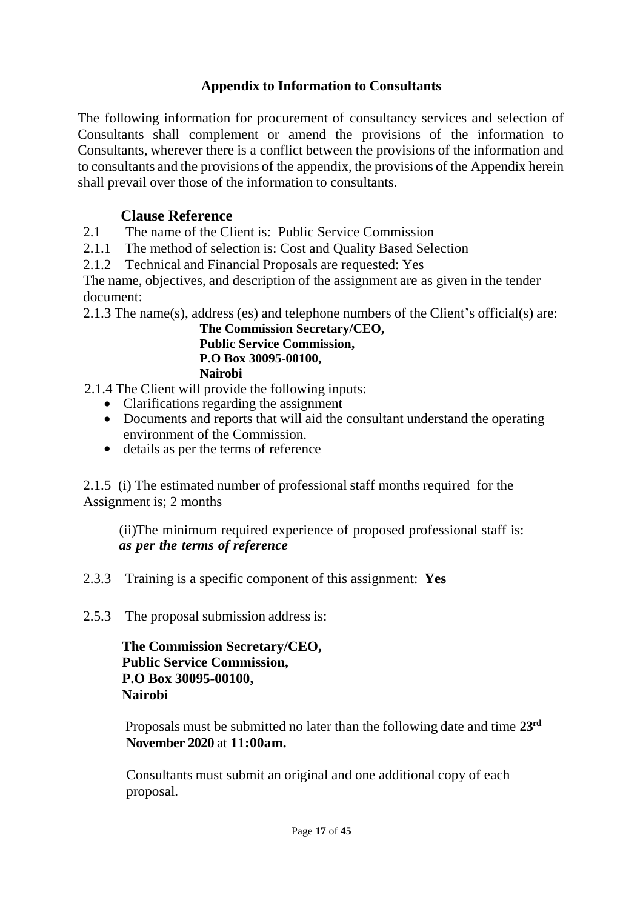## Appendix to Information to Consultants

The following information for procurement of consultancy services and selection of Consultants shall complement or amend the provisions of the information to Consultants, wherever there is a conflict between the provisions of the information and to consultants and the provisions of the appendix, the provisions of the Appendix herein shall prevail over those of the information to consultants.

### Clause Reference

2.1 The name of the Client is: Public Service Commission

2.1.1 The method of selection is: Cost and Quality Based Selection

2.1.2 Technical and Financial Proposals are requested: Yes

The name, objectives, and description of the assignment are as given in the tender document:

2.1.3 The name(s), address (es) and telephone numbers of the Client's official(s) are:

**The Commission Secretary/CEO,**
**Public Service Commission,**
**P.O Box 30095-00100,**
**Nairobi**

2.1.4 The Client will provide the following inputs:

- Clarifications regarding the assignment
- Documents and reports that will aid the consultant understand the operating environment of the Commission.
- details as per the terms of reference

2.1.5 (i) The estimated number of professional staff months required for the Assignment is; 2 months

(ii)The minimum required experience of proposed professional staff is: ***as per the terms of reference***

2.3.3 Training is a specific component of this assignment: **Yes**

2.5.3 The proposal submission address is:

**The Commission Secretary/CEO,**
**Public Service Commission,**
**P.O Box 30095-00100,**
**Nairobi**

Proposals must be submitted no later than the following date and time **23rd November 2020** at **11:00am.**

Consultants must submit an original and one additional copy of each proposal.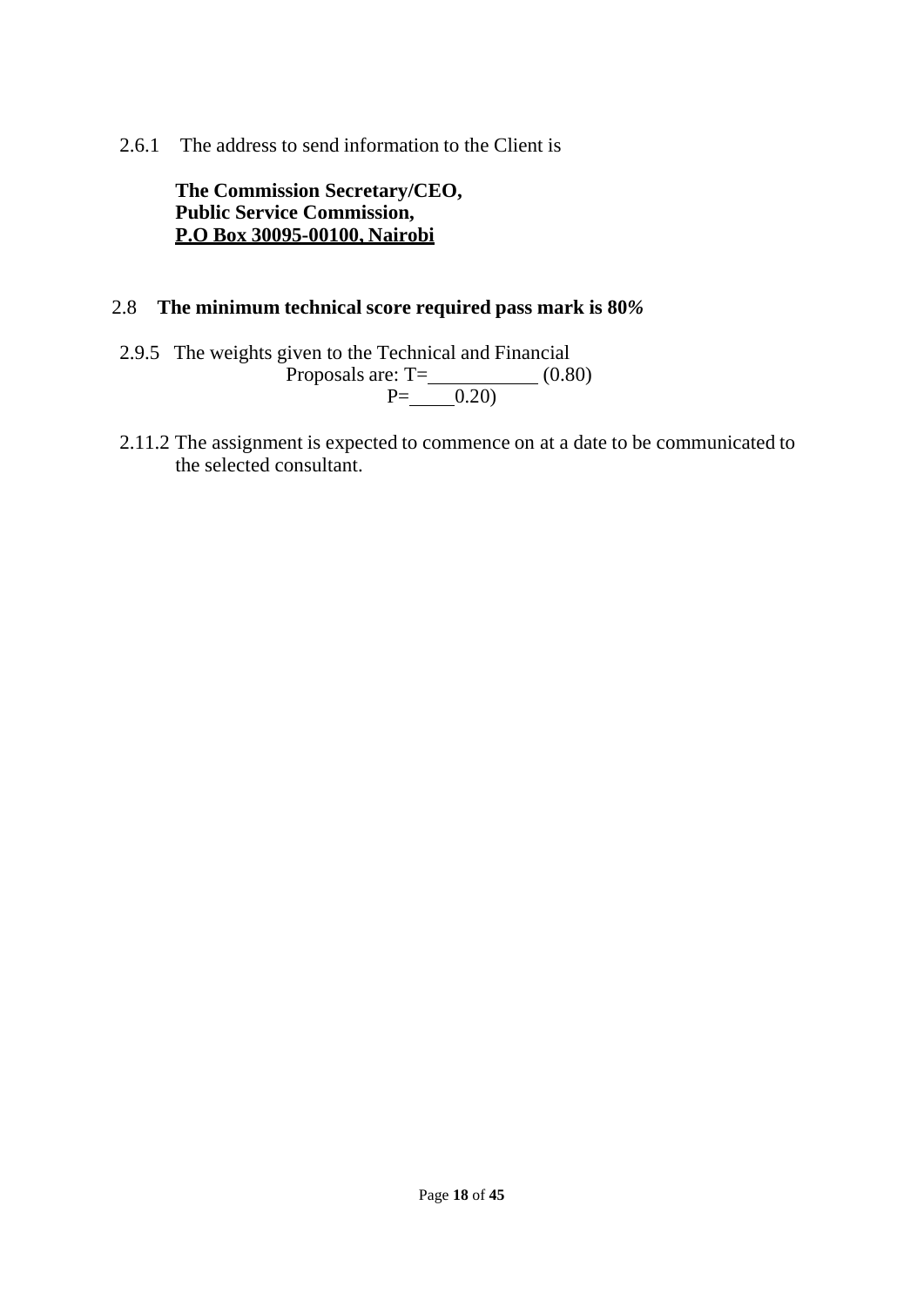2.6.1 The address to send information to the Client is

**The Commission Secretary/CEO,**
**Public Service Commission,**
**P.O Box 30095-00100, Nairobi**

2.8 **The minimum technical score required pass mark is 80%**

2.9.5 The weights given to the Technical and Financial Proposals are: T=\_\_\_\_\_\_\_\_\_\_ (0.80)
P=\_\_\_\_0.20)

2.11.2 The assignment is expected to commence on at a date to be communicated to the selected consultant.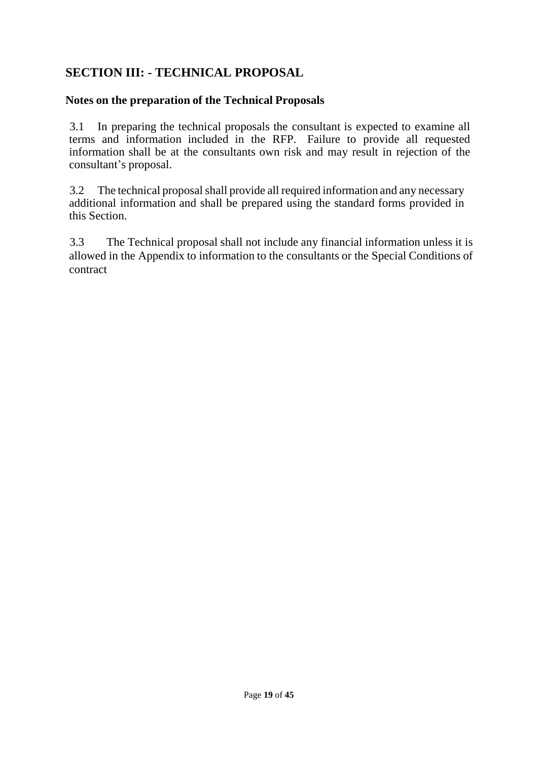## SECTION III: - TECHNICAL PROPOSAL

### Notes on the preparation of the Technical Proposals

3.1 In preparing the technical proposals the consultant is expected to examine all terms and information included in the RFP. Failure to provide all requested information shall be at the consultants own risk and may result in rejection of the consultant's proposal.

3.2 The technical proposal shall provide all required information and any necessary additional information and shall be prepared using the standard forms provided in this Section.

3.3 The Technical proposal shall not include any financial information unless it is allowed in the Appendix to information to the consultants or the Special Conditions of contract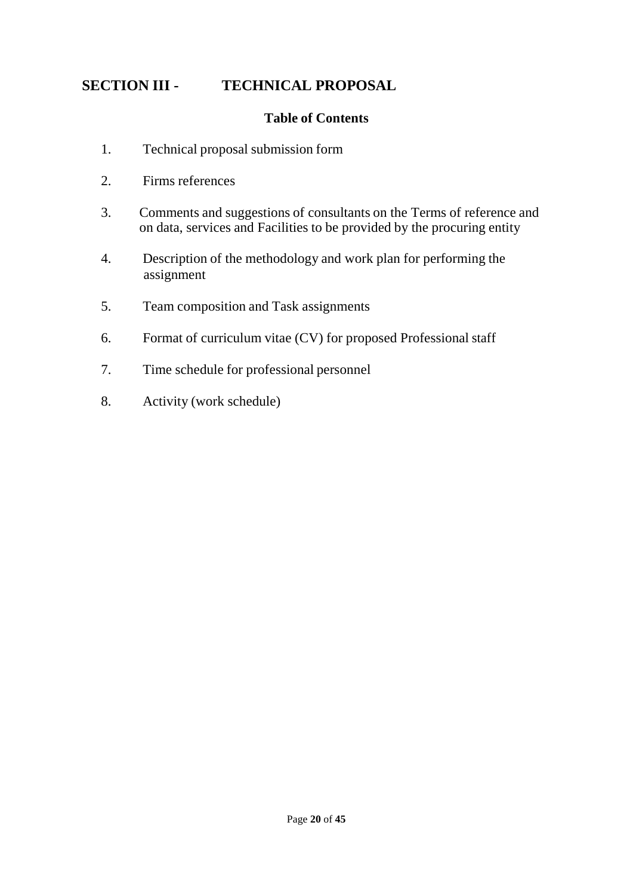## SECTION III - TECHNICAL PROPOSAL

### Table of Contents

1. Technical proposal submission form
2. Firms references
3. Comments and suggestions of consultants on the Terms of reference and on data, services and Facilities to be provided by the procuring entity
4. Description of the methodology and work plan for performing the assignment
5. Team composition and Task assignments
6. Format of curriculum vitae (CV) for proposed Professional staff
7. Time schedule for professional personnel
8. Activity (work schedule)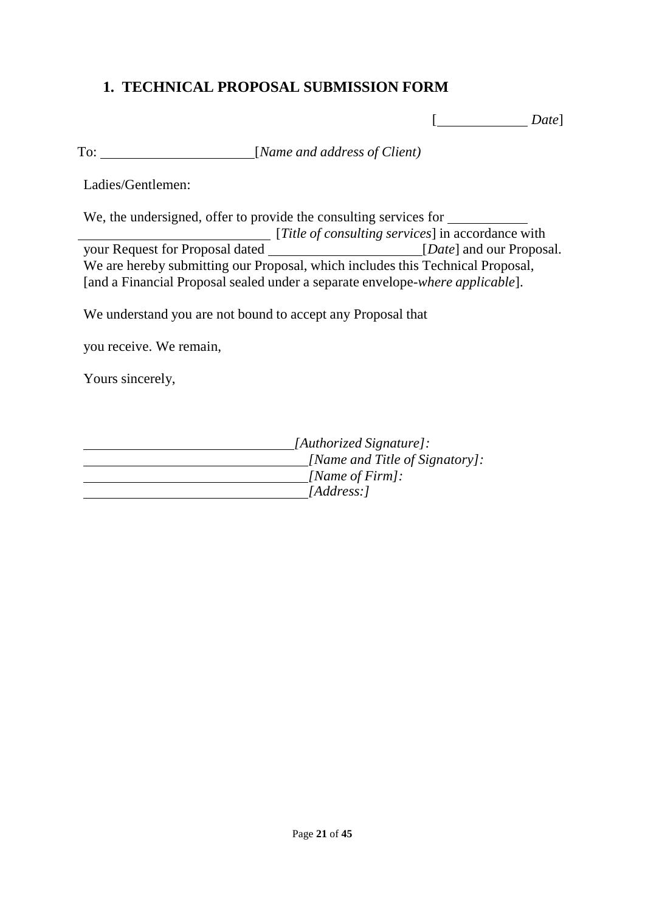## 1. TECHNICAL PROPOSAL SUBMISSION FORM

[____________ *Date*]

To: ______________________[*Name and address of Client)*

Ladies/Gentlemen:

We, the undersigned, offer to provide the consulting services for ___________ ____________________________ [*Title of consulting services*] in accordance with your Request for Proposal dated ______________________[*Date*] and our Proposal. We are hereby submitting our Proposal, which includes this Technical Proposal, [and a Financial Proposal sealed under a separate envelope-*where applicable*].

We understand you are not bound to accept any Proposal that

you receive. We remain,

Yours sincerely,

______________________________*[Authorized Signature]:*
________________________________*[Name and Title of Signatory]:*
________________________________*[Name of Firm]:*
________________________________*[Address:]*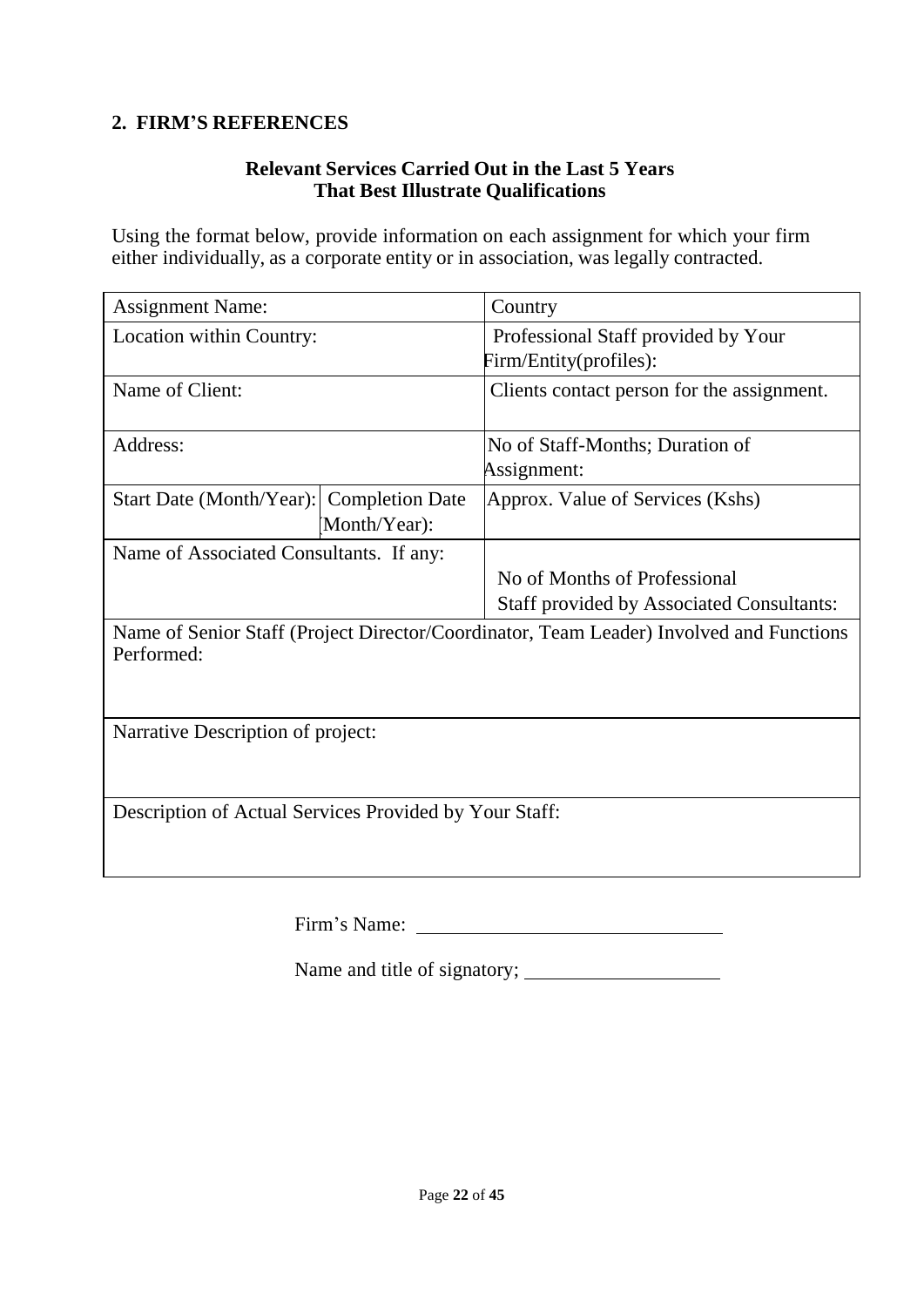## 2. FIRM'S REFERENCES

**Relevant Services Carried Out in the Last 5 Years**
**That Best Illustrate Qualifications**

Using the format below, provide information on each assignment for which your firm either individually, as a corporate entity or in association, was legally contracted.

| Assignment Name: | | Country |
|---|---|---|
| Location within Country: | | Professional Staff provided by Your Firm/Entity(profiles): |
| Name of Client: | | Clients contact person for the assignment. |
| Address: | | No of Staff-Months; Duration of Assignment: |
| Start Date (Month/Year): | Completion Date (Month/Year): | Approx. Value of Services (Kshs) |
| Name of Associated Consultants. If any: | | No of Months of Professional Staff provided by Associated Consultants: |
| Name of Senior Staff (Project Director/Coordinator, Team Leader) Involved and Functions Performed: | | |
| Narrative Description of project: | | |
| Description of Actual Services Provided by Your Staff: | | |

Firm's Name: ______________________________

Name and title of signatory; ____________________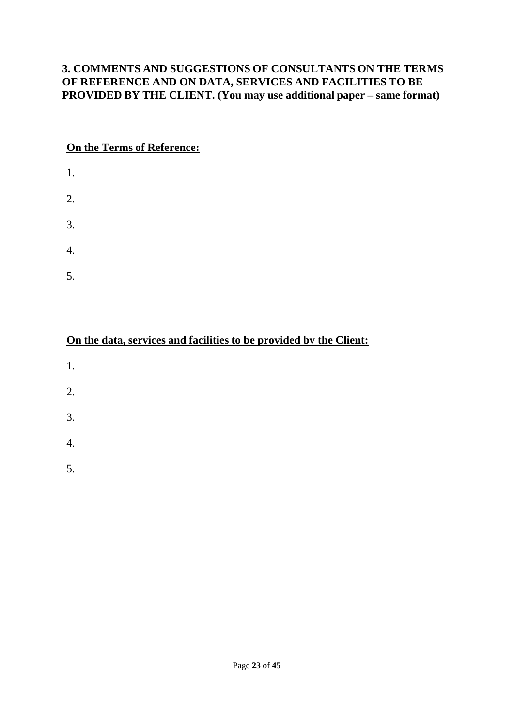### 3. COMMENTS AND SUGGESTIONS OF CONSULTANTS ON THE TERMS OF REFERENCE AND ON DATA, SERVICES AND FACILITIES TO BE PROVIDED BY THE CLIENT. (You may use additional paper – same format)

**On the Terms of Reference:**

1.

2.

3.

4.

5.

**On the data, services and facilities to be provided by the Client:**

1.

2.

3.

4.

5.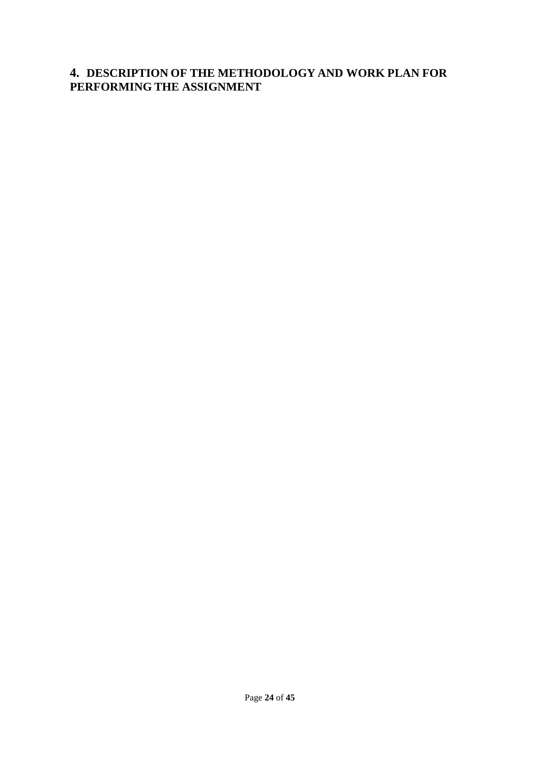## 4. DESCRIPTION OF THE METHODOLOGY AND WORK PLAN FOR PERFORMING THE ASSIGNMENT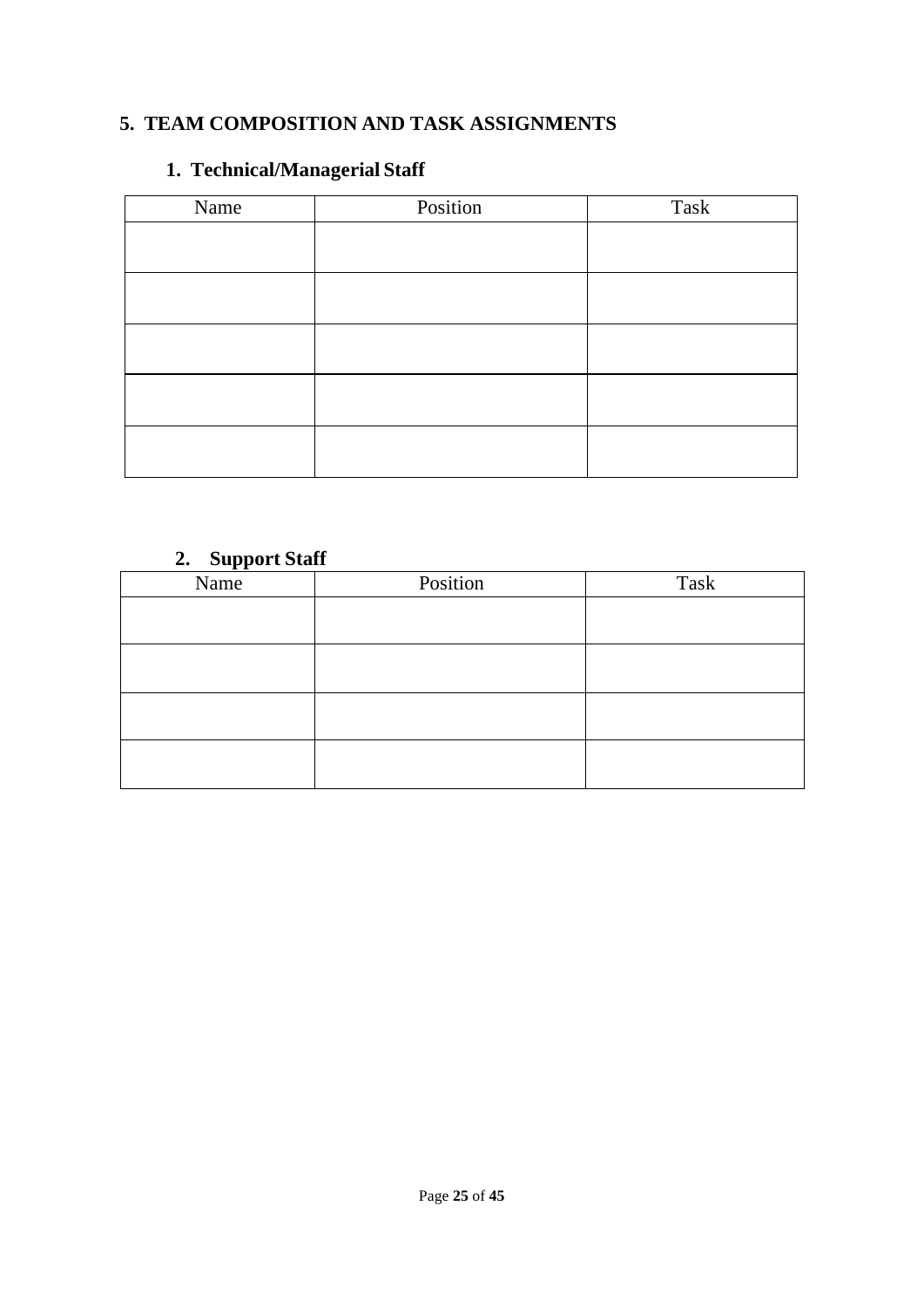## 5. TEAM COMPOSITION AND TASK ASSIGNMENTS

### 1. Technical/Managerial Staff

| Name | Position | Task |
| --- | --- | --- |
| | | |
| | | |
| | | |
| | | |
| | | |

### 2. Support Staff

| Name | Position | Task |
| --- | --- | --- |
| | | |
| | | |
| | | |
| | | |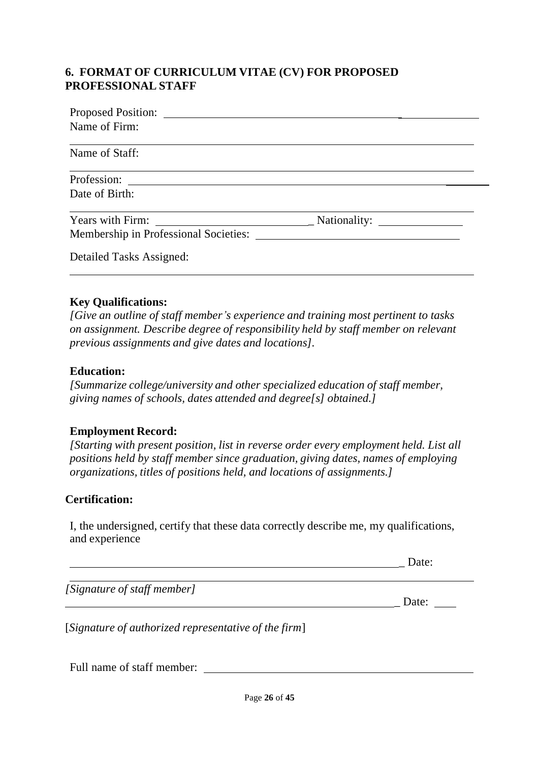## 6. FORMAT OF CURRICULUM VITAE (CV) FOR PROPOSED PROFESSIONAL STAFF

Proposed Position: ______________________________

Name of Firm: ______________________________

Name of Staff: ______________________________

Profession: ______________________________

Date of Birth: ______________________________

Years with Firm: ____________________ Nationality: ______________

Membership in Professional Societies: ______________________________

Detailed Tasks Assigned: ______________________________

**Key Qualifications:**

*[Give an outline of staff member's experience and training most pertinent to tasks on assignment. Describe degree of responsibility held by staff member on relevant previous assignments and give dates and locations].*

**Education:**

*[Summarize college/university and other specialized education of staff member, giving names of schools, dates attended and degree[s] obtained.]*

**Employment Record:**

*[Starting with present position, list in reverse order every employment held. List all positions held by staff member since graduation, giving dates, names of employing organizations, titles of positions held, and locations of assignments.]*

**Certification:**

I, the undersigned, certify that these data correctly describe me, my qualifications, and experience

______________________________ Date:

*[Signature of staff member]*

______________________________ Date: ____

[*Signature of authorized representative of the firm*]

Full name of staff member: ______________________________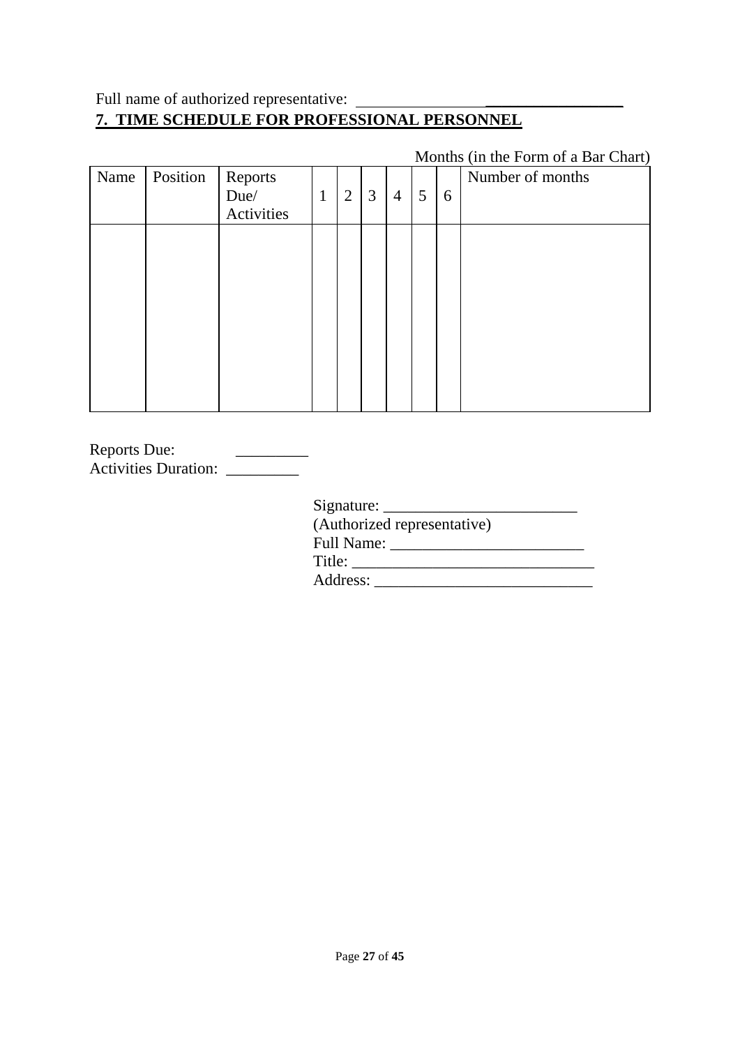Full name of authorized representative: ________________ _________________

## 7. TIME SCHEDULE FOR PROFESSIONAL PERSONNEL

Months (in the Form of a Bar Chart)

| Name | Position | Reports Due/ Activities | 1 | 2 | 3 | 4 | 5 | 6 | Number of months |
|---|---|---|---|---|---|---|---|---|---|
| | | | | | | | | | |

Reports Due: _________
Activities Duration: _________

Signature: ________________________
(Authorized representative)
Full Name: ________________________
Title: ______________________________
Address: ___________________________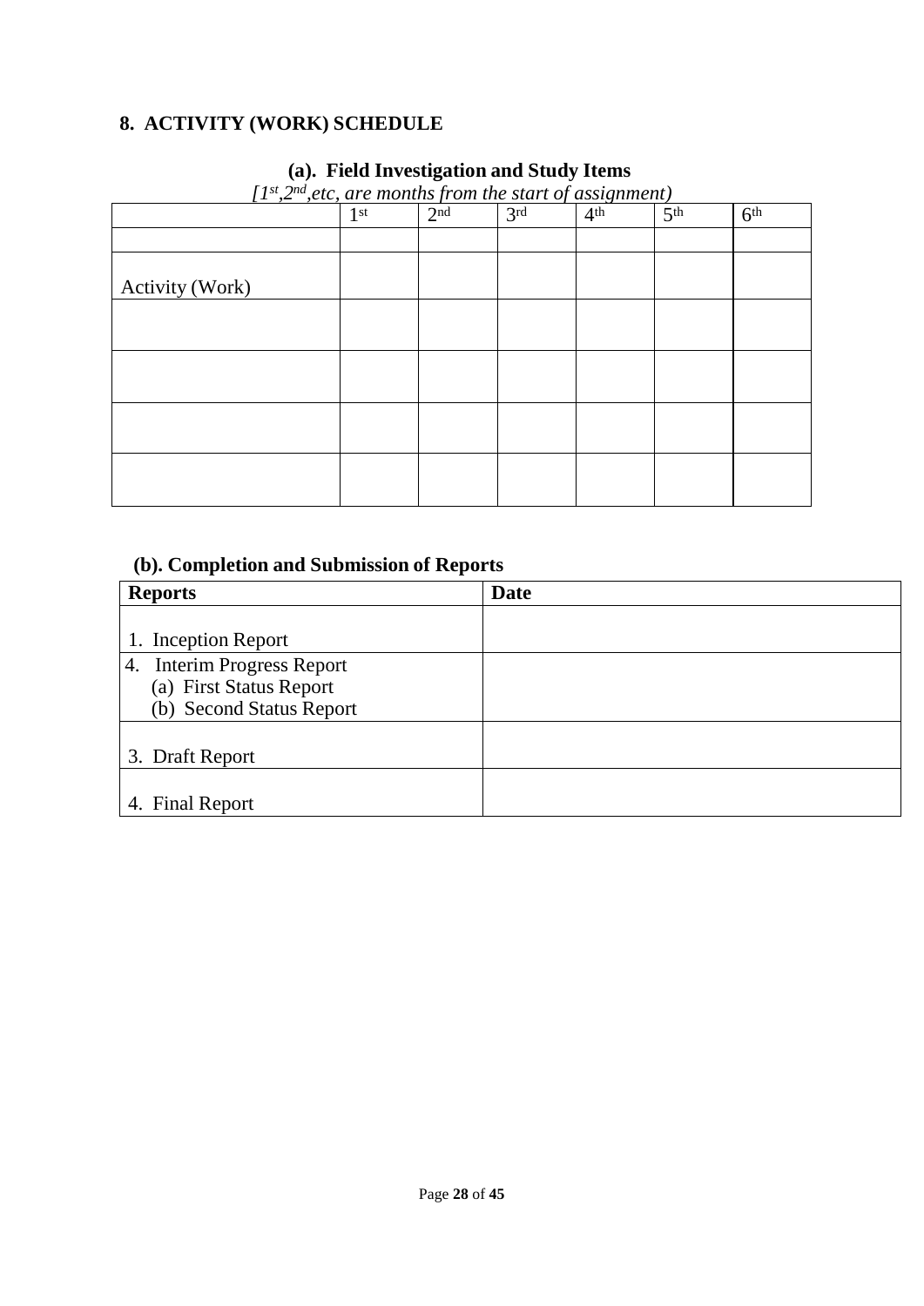## 8. ACTIVITY (WORK) SCHEDULE

### (a). Field Investigation and Study Items

*[1st,2nd,etc, are months from the start of assignment)*

| | 1st | 2nd | 3rd | 4th | 5th | 6th |
|---|---|---|---|---|---|---|
| | | | | | | |
| Activity (Work) | | | | | | |
| | | | | | | |
| | | | | | | |
| | | | | | | |
| | | | | | | |

### (b). Completion and Submission of Reports

| Reports | Date |
|---|---|
| 1. Inception Report | |
| 4. Interim Progress Report<br>(a) First Status Report<br>(b) Second Status Report | |
| 3. Draft Report | |
| 4. Final Report | |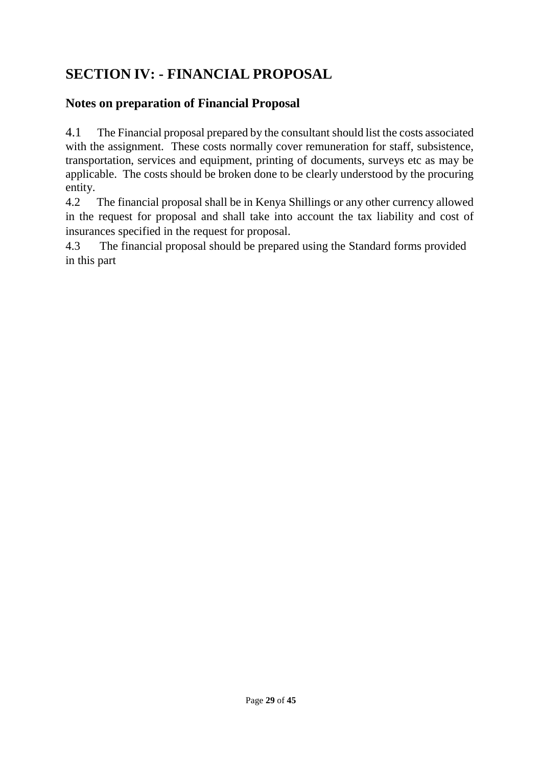# SECTION IV: - FINANCIAL PROPOSAL

## Notes on preparation of Financial Proposal

4.1 The Financial proposal prepared by the consultant should list the costs associated with the assignment. These costs normally cover remuneration for staff, subsistence, transportation, services and equipment, printing of documents, surveys etc as may be applicable. The costs should be broken done to be clearly understood by the procuring entity.

4.2 The financial proposal shall be in Kenya Shillings or any other currency allowed in the request for proposal and shall take into account the tax liability and cost of insurances specified in the request for proposal.

4.3 The financial proposal should be prepared using the Standard forms provided in this part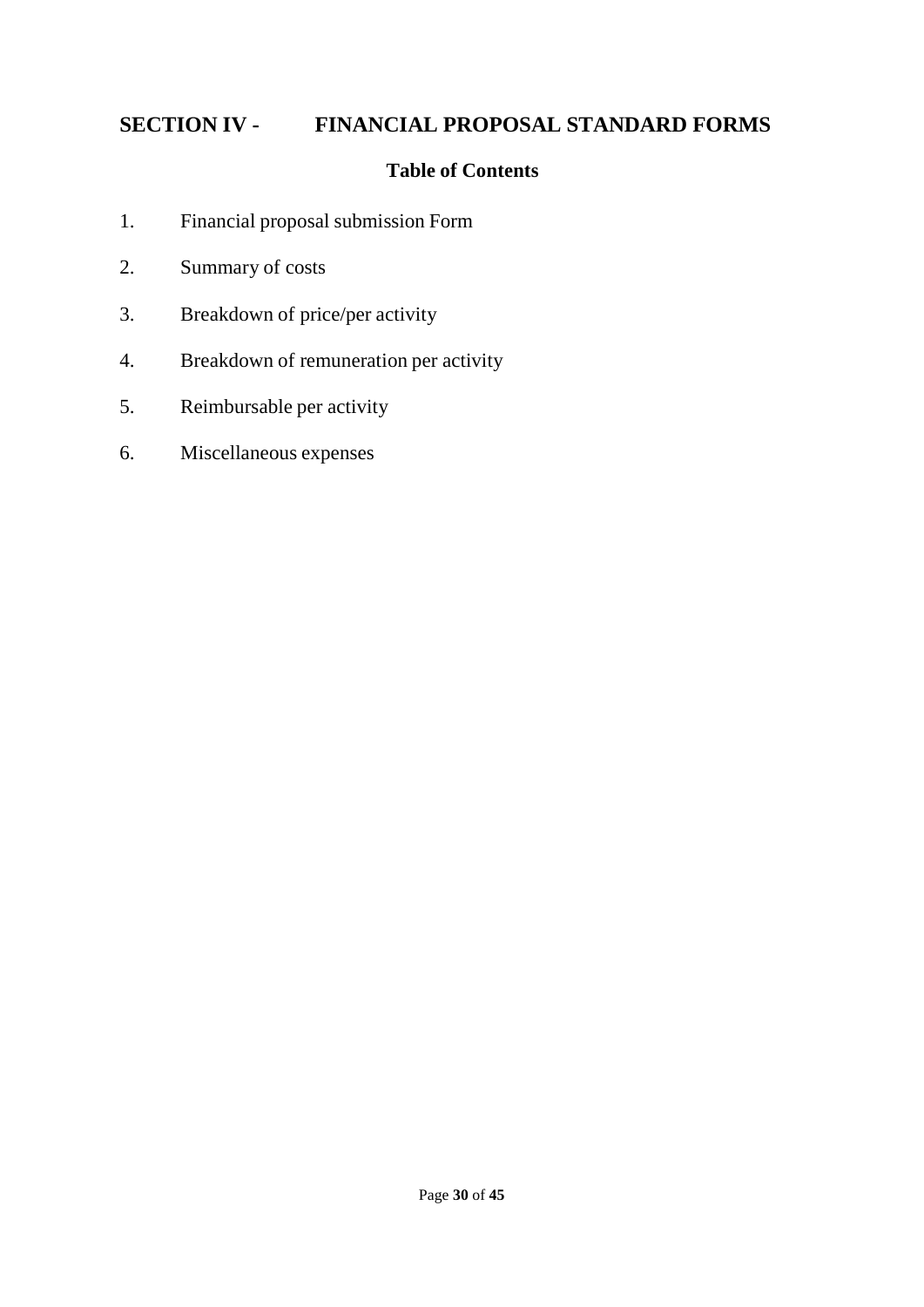# SECTION IV - FINANCIAL PROPOSAL STANDARD FORMS

## Table of Contents

1. Financial proposal submission Form
2. Summary of costs
3. Breakdown of price/per activity
4. Breakdown of remuneration per activity
5. Reimbursable per activity
6. Miscellaneous expenses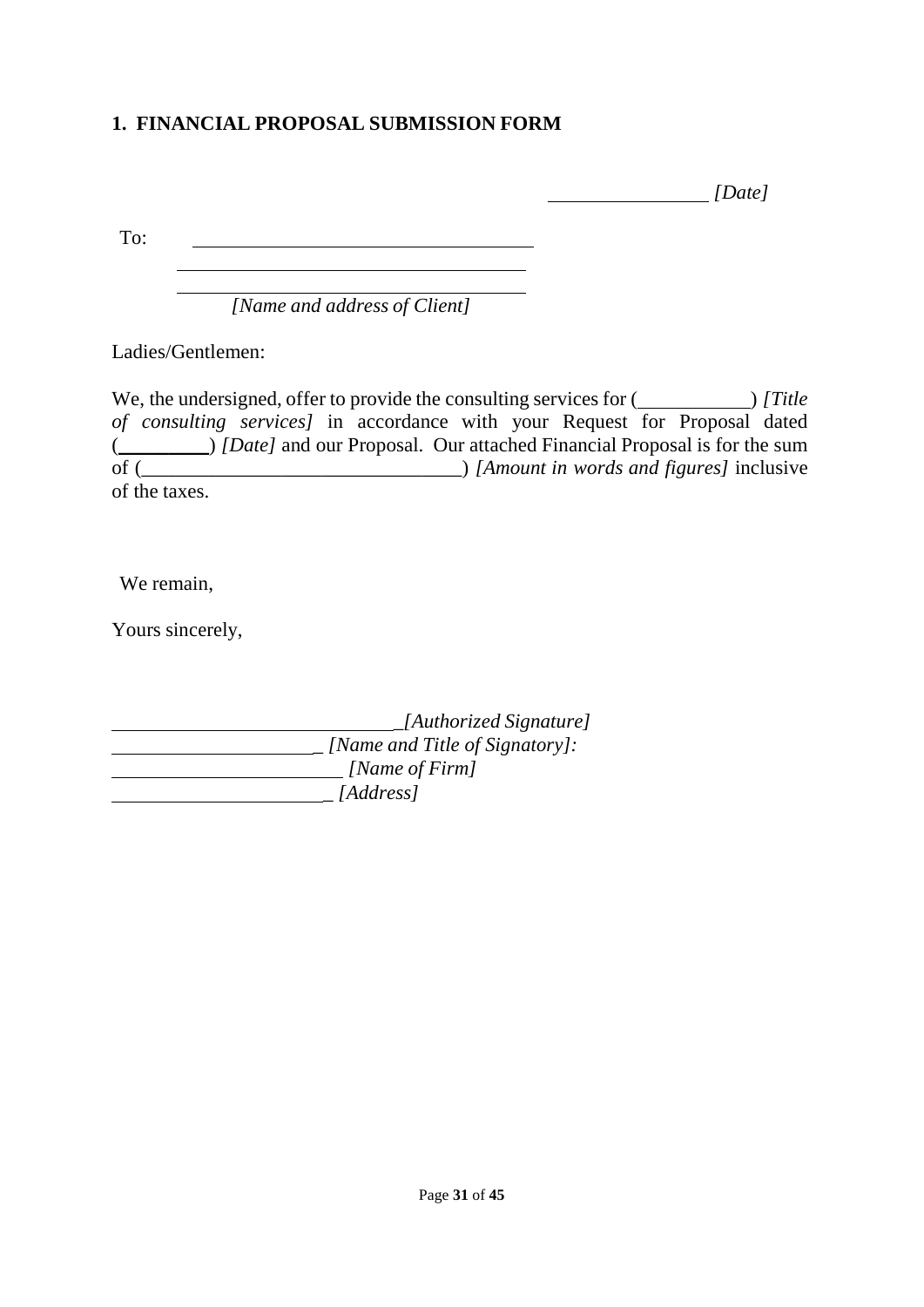## 1. FINANCIAL PROPOSAL SUBMISSION FORM

_______________ *[Date]*

To: ________________________________

________________________________

________________________________

*[Name and address of Client]*

Ladies/Gentlemen:

We, the undersigned, offer to provide the consulting services for (__________) *[Title of consulting services]* in accordance with your Request for Proposal dated (________) *[Date]* and our Proposal. Our attached Financial Proposal is for the sum of (______________________________) *[Amount in words and figures]* inclusive of the taxes.

We remain,

Yours sincerely,

____________________________ *[Authorized Signature]*

____________________ *[Name and Title of Signatory]:*

______________________ *[Name of Firm]*

_____________________ *[Address]*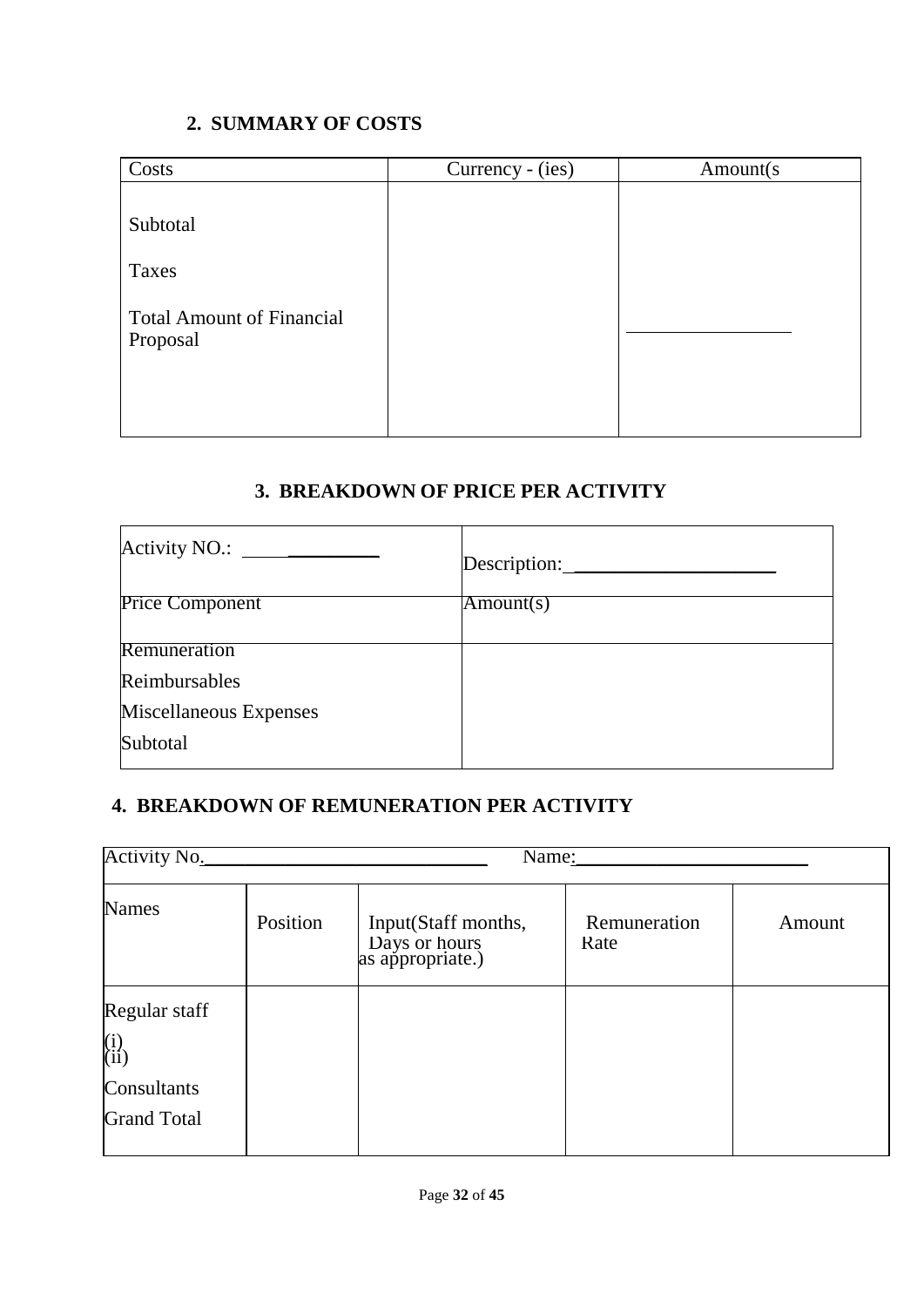## 2. SUMMARY OF COSTS

| Costs | Currency - (ies) | Amount(s |
|---|---|---|
| Subtotal<br><br>Taxes<br><br>Total Amount of Financial Proposal | | ________________ |

## 3. BREAKDOWN OF PRICE PER ACTIVITY

| Activity NO.: _____________ | Description: ____________________ |
|---|---|
| Price Component | Amount(s) |
| Remuneration<br>Reimbursables<br>Miscellaneous Expenses<br>Subtotal | |

## 4. BREAKDOWN OF REMUNERATION PER ACTIVITY

| Activity No.____________________________ | | Name:________________________ | | |
|---|---|---|---|---|
| Names | Position | Input(Staff months, Days or hours as appropriate.) | Remuneration Rate | Amount |
| Regular staff<br>(i)<br>(ii)<br>Consultants<br>Grand Total | | | | |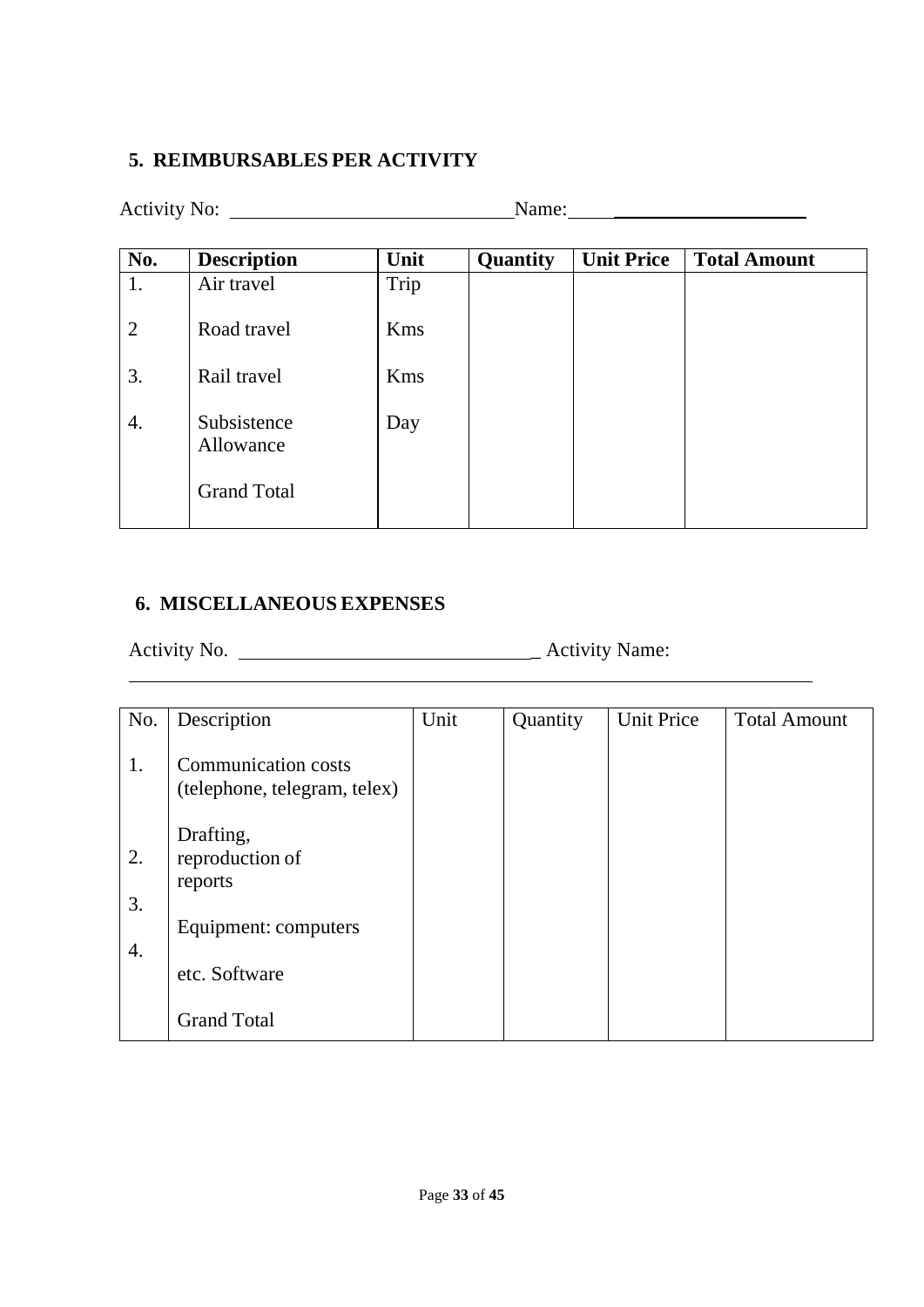## 5. REIMBURSABLES PER ACTIVITY

Activity No: ____________________________ Name: ____________________

| No. | Description | Unit | Quantity | Unit Price | Total Amount |
|---|---|---|---|---|---|
| 1. | Air travel | Trip | | | |
| 2 | Road travel | Kms | | | |
| 3. | Rail travel | Kms | | | |
| 4. | Subsistence Allowance | Day | | | |
| | Grand Total | | | | |

## 6. MISCELLANEOUS EXPENSES

Activity No. _____________________________ Activity Name: ________________________________________

| No. | Description | Unit | Quantity | Unit Price | Total Amount |
|---|---|---|---|---|---|
| 1. | Communication costs (telephone, telegram, telex) | | | | |
| 2. | Drafting, reproduction of reports | | | | |
| 3. | Equipment: computers | | | | |
| 4. | etc. Software | | | | |
| | Grand Total | | | | |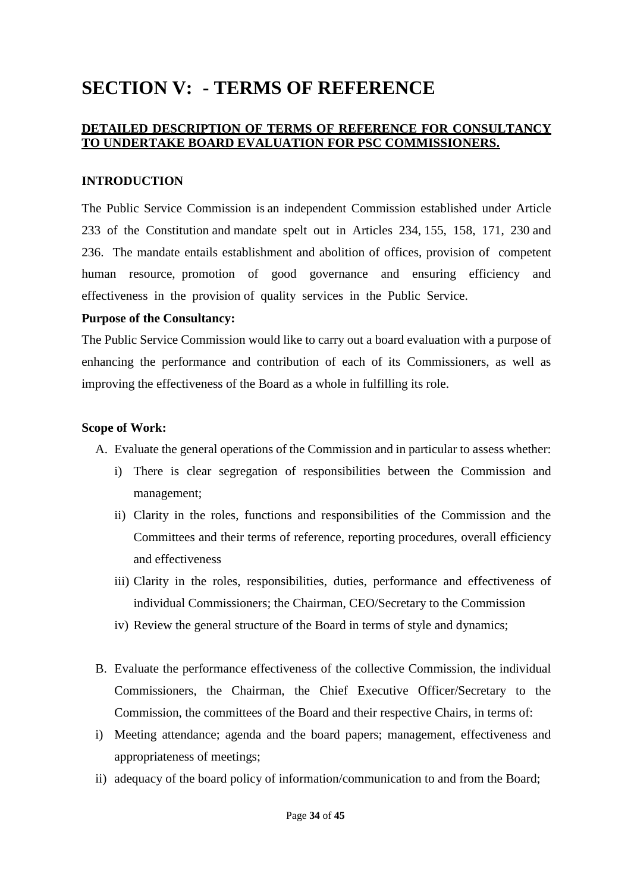# SECTION V: - TERMS OF REFERENCE

**DETAILED DESCRIPTION OF TERMS OF REFERENCE FOR CONSULTANCY TO UNDERTAKE BOARD EVALUATION FOR PSC COMMISSIONERS.**

**INTRODUCTION**

The Public Service Commission is an independent Commission established under Article 233 of the Constitution and mandate spelt out in Articles 234, 155, 158, 171, 230 and 236. The mandate entails establishment and abolition of offices, provision of competent human resource, promotion of good governance and ensuring efficiency and effectiveness in the provision of quality services in the Public Service.

**Purpose of the Consultancy:**

The Public Service Commission would like to carry out a board evaluation with a purpose of enhancing the performance and contribution of each of its Commissioners, as well as improving the effectiveness of the Board as a whole in fulfilling its role.

**Scope of Work:**

A. Evaluate the general operations of the Commission and in particular to assess whether:
   i) There is clear segregation of responsibilities between the Commission and management;
   ii) Clarity in the roles, functions and responsibilities of the Commission and the Committees and their terms of reference, reporting procedures, overall efficiency and effectiveness
   iii) Clarity in the roles, responsibilities, duties, performance and effectiveness of individual Commissioners; the Chairman, CEO/Secretary to the Commission
   iv) Review the general structure of the Board in terms of style and dynamics;

B. Evaluate the performance effectiveness of the collective Commission, the individual Commissioners, the Chairman, the Chief Executive Officer/Secretary to the Commission, the committees of the Board and their respective Chairs, in terms of:

i) Meeting attendance; agenda and the board papers; management, effectiveness and appropriateness of meetings;
ii) adequacy of the board policy of information/communication to and from the Board;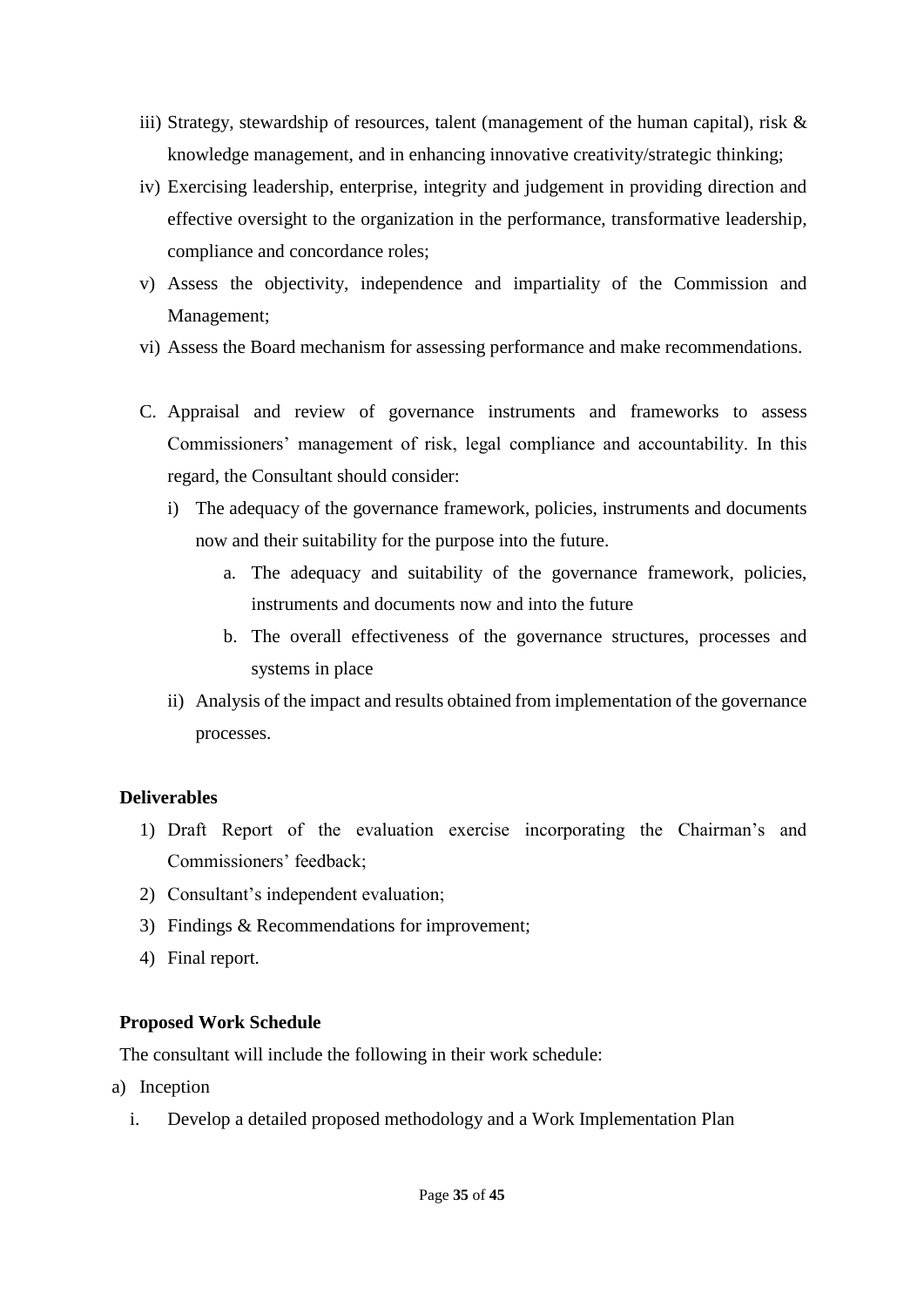iii) Strategy, stewardship of resources, talent (management of the human capital), risk & knowledge management, and in enhancing innovative creativity/strategic thinking;

iv) Exercising leadership, enterprise, integrity and judgement in providing direction and effective oversight to the organization in the performance, transformative leadership, compliance and concordance roles;

v) Assess the objectivity, independence and impartiality of the Commission and Management;

vi) Assess the Board mechanism for assessing performance and make recommendations.

C. Appraisal and review of governance instruments and frameworks to assess Commissioners' management of risk, legal compliance and accountability. In this regard, the Consultant should consider:

   i) The adequacy of the governance framework, policies, instruments and documents now and their suitability for the purpose into the future.

      a. The adequacy and suitability of the governance framework, policies, instruments and documents now and into the future

      b. The overall effectiveness of the governance structures, processes and systems in place

   ii) Analysis of the impact and results obtained from implementation of the governance processes.

**Deliverables**

1) Draft Report of the evaluation exercise incorporating the Chairman's and Commissioners' feedback;
2) Consultant's independent evaluation;
3) Findings & Recommendations for improvement;
4) Final report.

**Proposed Work Schedule**

The consultant will include the following in their work schedule:

a) Inception

   i. Develop a detailed proposed methodology and a Work Implementation Plan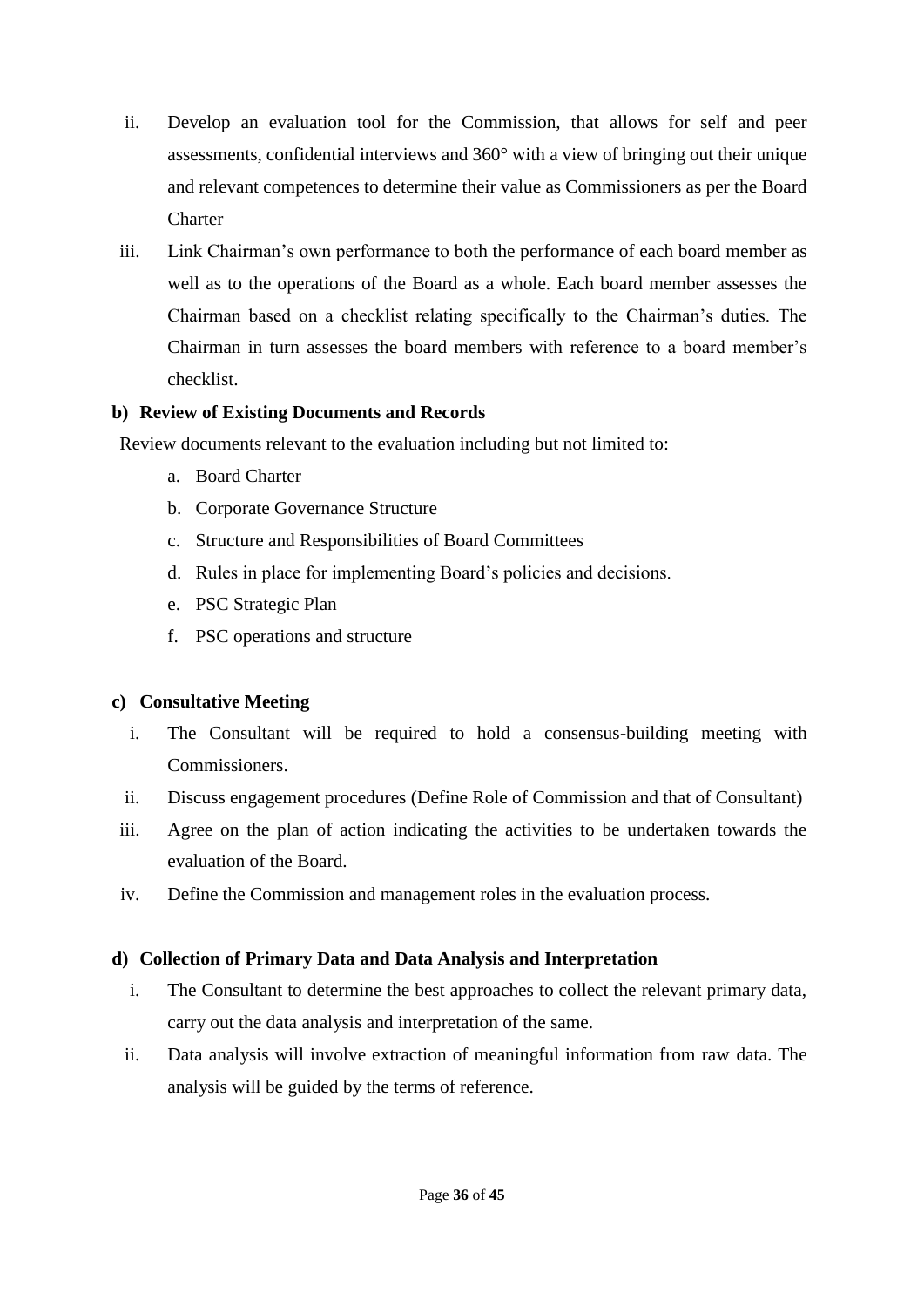ii. Develop an evaluation tool for the Commission, that allows for self and peer assessments, confidential interviews and 360° with a view of bringing out their unique and relevant competences to determine their value as Commissioners as per the Board Charter

iii. Link Chairman's own performance to both the performance of each board member as well as to the operations of the Board as a whole. Each board member assesses the Chairman based on a checklist relating specifically to the Chairman's duties. The Chairman in turn assesses the board members with reference to a board member's checklist.

**b) Review of Existing Documents and Records**

Review documents relevant to the evaluation including but not limited to:

a. Board Charter
b. Corporate Governance Structure
c. Structure and Responsibilities of Board Committees
d. Rules in place for implementing Board's policies and decisions.
e. PSC Strategic Plan
f. PSC operations and structure

**c) Consultative Meeting**

i. The Consultant will be required to hold a consensus-building meeting with Commissioners.

ii. Discuss engagement procedures (Define Role of Commission and that of Consultant)

iii. Agree on the plan of action indicating the activities to be undertaken towards the evaluation of the Board.

iv. Define the Commission and management roles in the evaluation process.

**d) Collection of Primary Data and Data Analysis and Interpretation**

i. The Consultant to determine the best approaches to collect the relevant primary data, carry out the data analysis and interpretation of the same.

ii. Data analysis will involve extraction of meaningful information from raw data. The analysis will be guided by the terms of reference.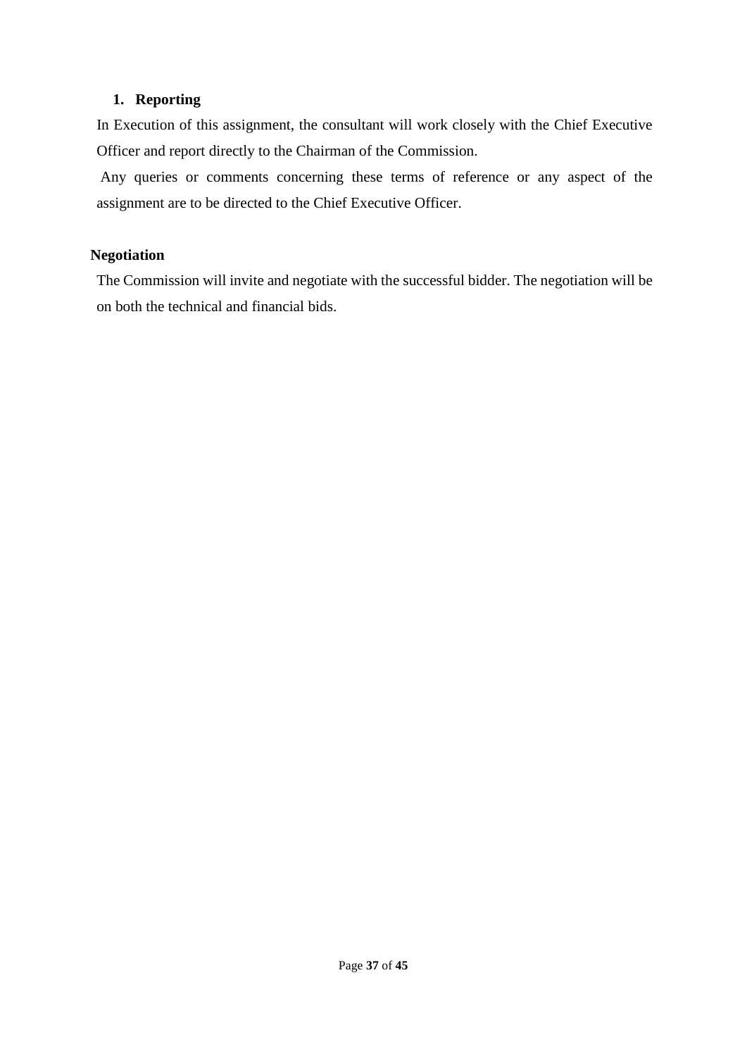1. **Reporting**

In Execution of this assignment, the consultant will work closely with the Chief Executive Officer and report directly to the Chairman of the Commission.

Any queries or comments concerning these terms of reference or any aspect of the assignment are to be directed to the Chief Executive Officer.

**Negotiation**

The Commission will invite and negotiate with the successful bidder. The negotiation will be on both the technical and financial bids.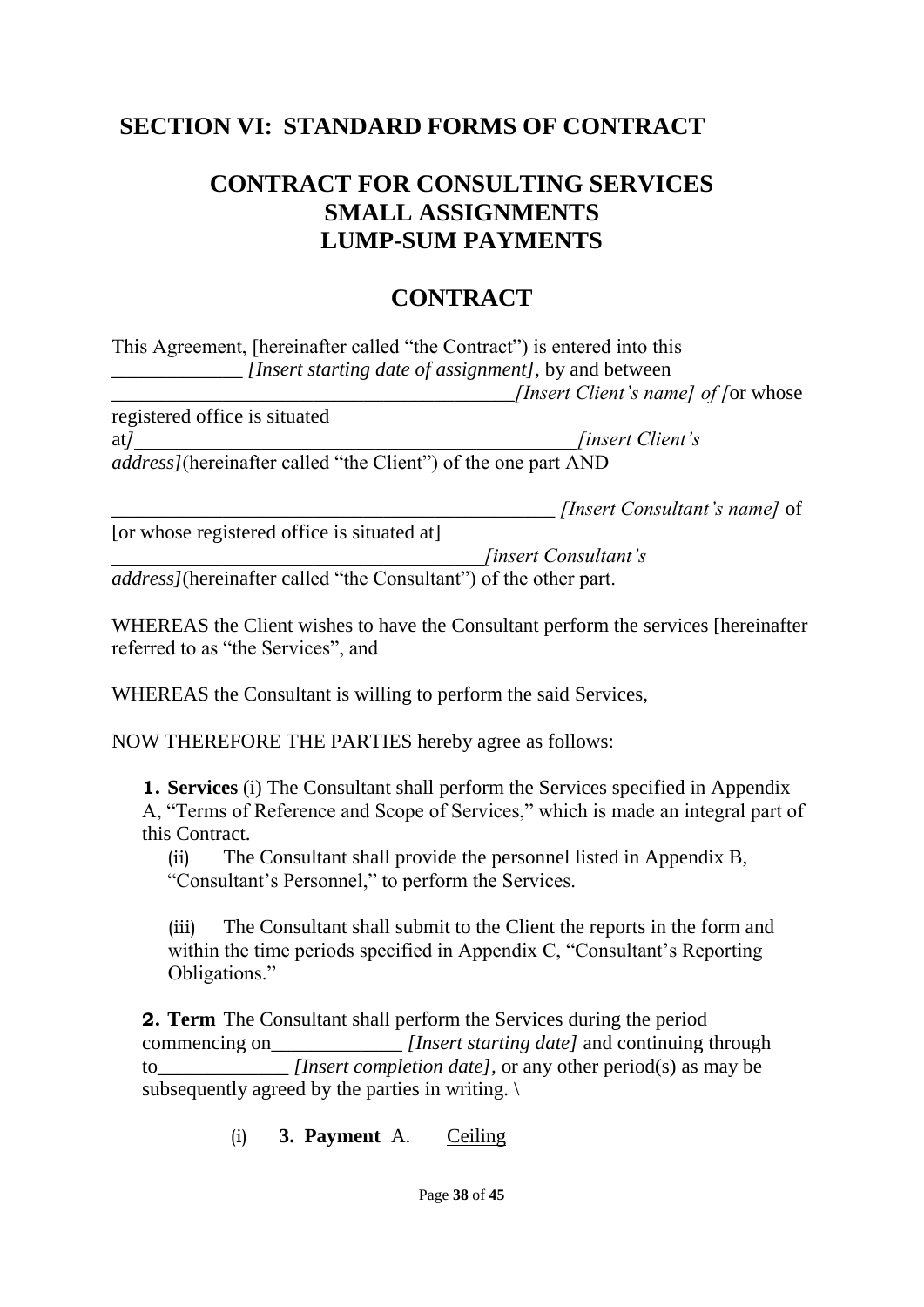# SECTION VI: STANDARD FORMS OF CONTRACT

## CONTRACT FOR CONSULTING SERVICES
## SMALL ASSIGNMENTS
## LUMP-SUM PAYMENTS

## CONTRACT

This Agreement, [hereinafter called "the Contract") is entered into this _____________ *[Insert starting date of assignment]*, by and between _________________________________________*[Insert Client's name] of [*or whose registered office is situated at*]*______________________________________________*[insert Client's address]*(hereinafter called "the Client") of the one part AND

______________________________________________ *[Insert Consultant's name]* of [or whose registered office is situated at] ______________________________________*[insert Consultant's address]*(hereinafter called "the Consultant") of the other part.

WHEREAS the Client wishes to have the Consultant perform the services [hereinafter referred to as "the Services", and

WHEREAS the Consultant is willing to perform the said Services,

NOW THEREFORE THE PARTIES hereby agree as follows:

**1. Services** (i) The Consultant shall perform the Services specified in Appendix A, "Terms of Reference and Scope of Services," which is made an integral part of this Contract.

(ii) The Consultant shall provide the personnel listed in Appendix B, "Consultant's Personnel," to perform the Services.

(iii) The Consultant shall submit to the Client the reports in the form and within the time periods specified in Appendix C, "Consultant's Reporting Obligations."

**2. Term** The Consultant shall perform the Services during the period commencing on_____________ *[Insert starting date]* and continuing through to_____________ *[Insert completion date]*, or any other period(s) as may be subsequently agreed by the parties in writing. \

(i) **3. Payment** A. Ceiling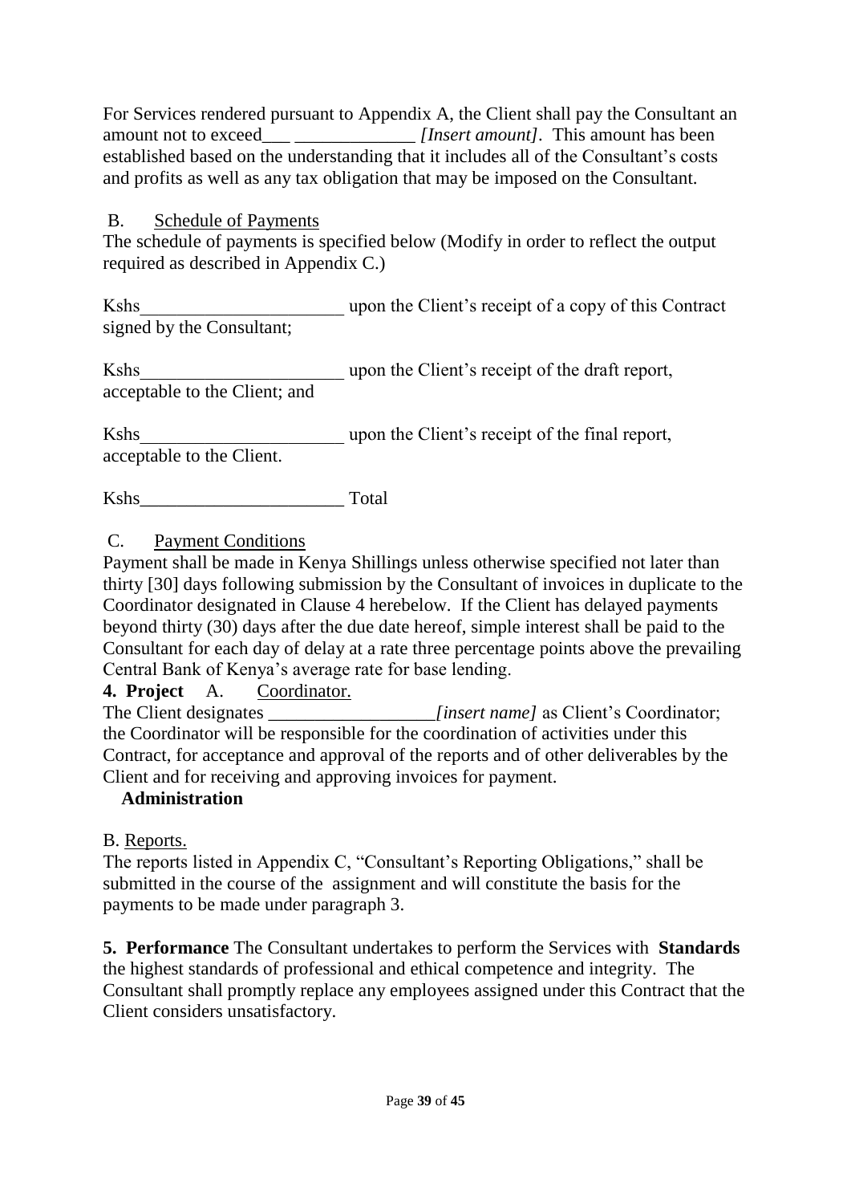For Services rendered pursuant to Appendix A, the Client shall pay the Consultant an amount not to exceed___ _____________ *[Insert amount]*. This amount has been established based on the understanding that it includes all of the Consultant's costs and profits as well as any tax obligation that may be imposed on the Consultant.

B. Schedule of Payments

The schedule of payments is specified below (Modify in order to reflect the output required as described in Appendix C.)

Kshs______________________ upon the Client's receipt of a copy of this Contract signed by the Consultant;

Kshs______________________ upon the Client's receipt of the draft report, acceptable to the Client; and

Kshs______________________ upon the Client's receipt of the final report, acceptable to the Client.

Kshs______________________ Total

C. Payment Conditions

Payment shall be made in Kenya Shillings unless otherwise specified not later than thirty [30] days following submission by the Consultant of invoices in duplicate to the Coordinator designated in Clause 4 herebelow. If the Client has delayed payments beyond thirty (30) days after the due date hereof, simple interest shall be paid to the Consultant for each day of delay at a rate three percentage points above the prevailing Central Bank of Kenya's average rate for base lending.

**4. Project Administration**

A. Coordinator.

The Client designates __________________*[insert name]* as Client's Coordinator; the Coordinator will be responsible for the coordination of activities under this Contract, for acceptance and approval of the reports and of other deliverables by the Client and for receiving and approving invoices for payment.

B. Reports.

The reports listed in Appendix C, "Consultant's Reporting Obligations," shall be submitted in the course of the assignment and will constitute the basis for the payments to be made under paragraph 3.

**5. Performance Standards** The Consultant undertakes to perform the Services with the highest standards of professional and ethical competence and integrity. The Consultant shall promptly replace any employees assigned under this Contract that the Client considers unsatisfactory.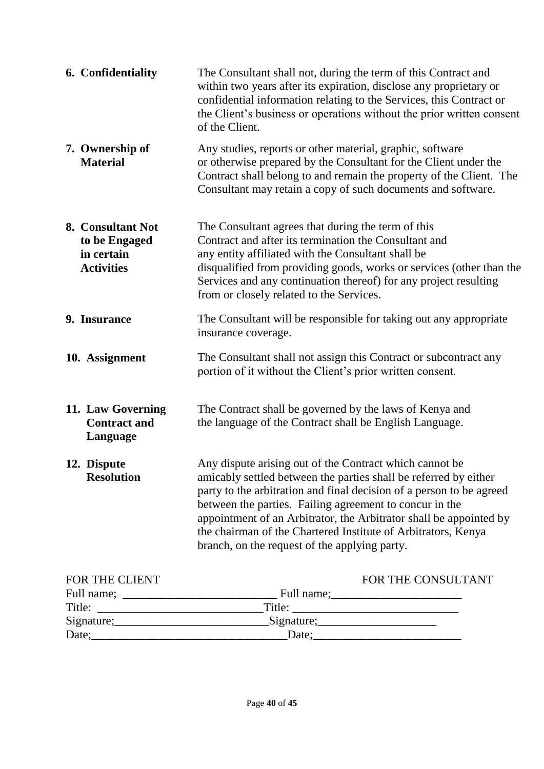**6. Confidentiality**

The Consultant shall not, during the term of this Contract and within two years after its expiration, disclose any proprietary or confidential information relating to the Services, this Contract or the Client's business or operations without the prior written consent of the Client.

**7. Ownership of Material**

Any studies, reports or other material, graphic, software or otherwise prepared by the Consultant for the Client under the Contract shall belong to and remain the property of the Client. The Consultant may retain a copy of such documents and software.

**8. Consultant Not to be Engaged in certain Activities**

The Consultant agrees that during the term of this Contract and after its termination the Consultant and any entity affiliated with the Consultant shall be disqualified from providing goods, works or services (other than the Services and any continuation thereof) for any project resulting from or closely related to the Services.

**9. Insurance**

The Consultant will be responsible for taking out any appropriate insurance coverage.

**10. Assignment**

The Consultant shall not assign this Contract or subcontract any portion of it without the Client's prior written consent.

**11. Law Governing Contract and Language**

The Contract shall be governed by the laws of Kenya and the language of the Contract shall be English Language.

**12. Dispute Resolution**

Any dispute arising out of the Contract which cannot be amicably settled between the parties shall be referred by either party to the arbitration and final decision of a person to be agreed between the parties. Failing agreement to concur in the appointment of an Arbitrator, the Arbitrator shall be appointed by the chairman of the Chartered Institute of Arbitrators, Kenya branch, on the request of the applying party.

| FOR THE CLIENT | FOR THE CONSULTANT |
|---|---|
| Full name; ___________________________ | Full name;______________________ |
| Title: ____________________________ | Title: ____________________________ |
| Signature;__________________________ | Signature;____________________ |
| Date;________________________________ | Date;_________________________ |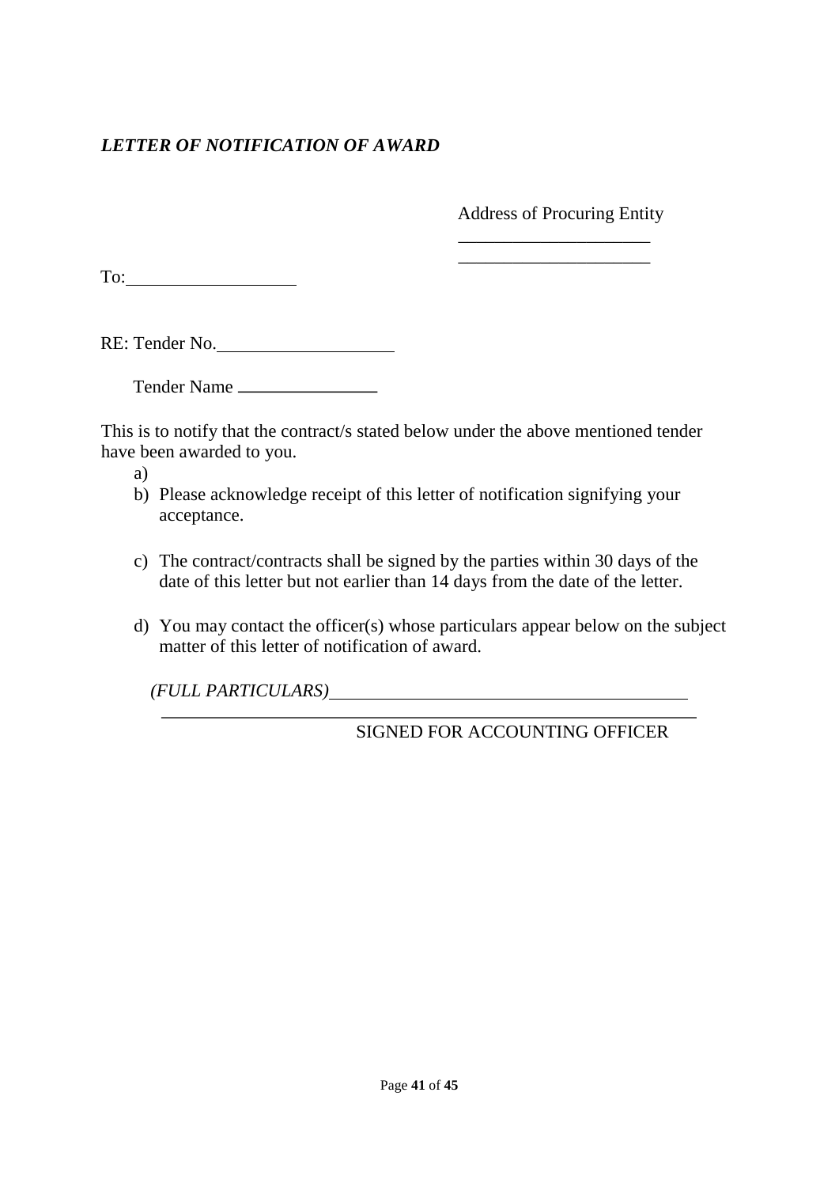***LETTER OF NOTIFICATION OF AWARD***

Address of Procuring Entity

\_\_\_\_\_\_\_\_\_\_\_\_\_\_\_\_\_\_\_\_\_

\_\_\_\_\_\_\_\_\_\_\_\_\_\_\_\_\_\_\_\_\_

To:\_\_\_\_\_\_\_\_\_\_\_\_\_\_\_\_\_\_\_

RE: Tender No.\_\_\_\_\_\_\_\_\_\_\_\_\_\_\_\_\_\_\_

Tender Name \_\_\_\_\_\_\_\_\_\_\_\_\_\_\_

This is to notify that the contract/s stated below under the above mentioned tender have been awarded to you.

a) 
b) Please acknowledge receipt of this letter of notification signifying your acceptance.

c) The contract/contracts shall be signed by the parties within 30 days of the date of this letter but not earlier than 14 days from the date of the letter.

d) You may contact the officer(s) whose particulars appear below on the subject matter of this letter of notification of award.

*(FULL PARTICULARS)*\_\_\_\_\_\_\_\_\_\_\_\_\_\_\_\_\_\_\_\_\_\_\_\_\_\_\_\_\_\_\_\_\_\_\_\_\_\_\_

\_\_\_\_\_\_\_\_\_\_\_\_\_\_\_\_\_\_\_\_\_\_\_\_\_\_\_\_\_\_\_\_\_\_\_\_\_\_\_\_\_\_\_\_\_\_\_\_\_\_\_\_\_\_\_\_\_\_\_

SIGNED FOR ACCOUNTING OFFICER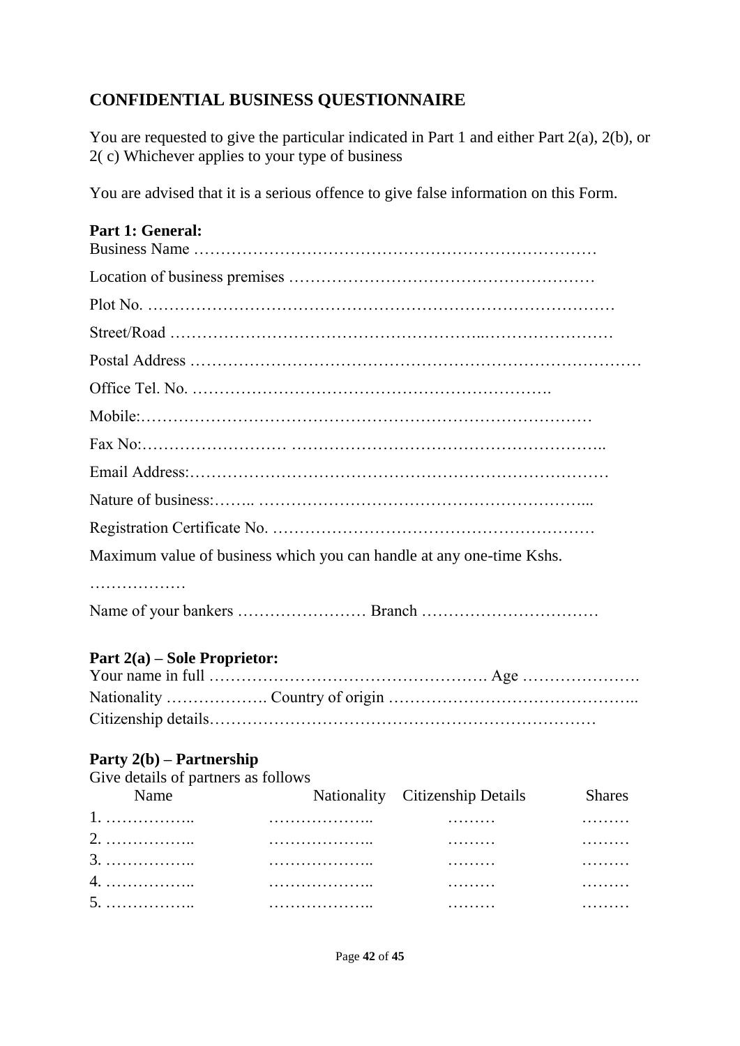## CONFIDENTIAL BUSINESS QUESTIONNAIRE

You are requested to give the particular indicated in Part 1 and either Part 2(a), 2(b), or 2( c) Whichever applies to your type of business

You are advised that it is a serious offence to give false information on this Form.

**Part 1: General:**

Business Name …………………………………………………………………

Location of business premises ………………………………………………

Plot No. ……………………………………………………………………………

Street/Road ……………………………………………...……………………

Postal Address ………………………………………………………………………

Office Tel. No. ……………………………………………………….

Mobile:…………………………………………………………………………

Fax No:……………………… ………………………………………………..

Email Address:…………………………………………………………………

Nature of business:…….. ……………………………………………………...

Registration Certificate No. …………………………………………………

Maximum value of business which you can handle at any one-time Kshs.

………………

Name of your bankers …………………… Branch ……………………………

**Part 2(a) – Sole Proprietor:**

Your name in full ……………………………………………. Age ………………….

Nationality ………………. Country of origin ……………………………………..

Citizenship details……………………………………………………………

**Party 2(b) – Partnership**

Give details of partners as follows

| Name | Nationality | Citizenship Details | Shares |
|---|---|---|---|
| 1. …………….. | ……………….. | ……… | ……… |
| 2. …………….. | ……………….. | ……… | ……… |
| 3. …………….. | ……………….. | ……… | ……… |
| 4. …………….. | ……………….. | ……… | ……… |
| 5. …………….. | ……………….. | ……… | ……… |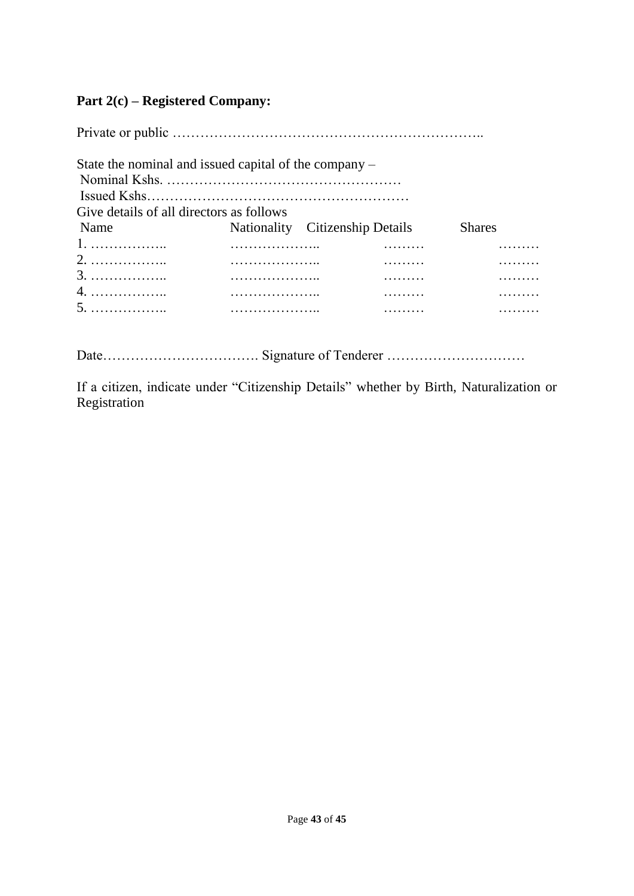**Part 2(c) – Registered Company:**

Private or public ………………………………………………………..

State the nominal and issued capital of the company –
Nominal Kshs. ……………………………………………
Issued Kshs…………………………………………………

Give details of all directors as follows

| Name | Nationality | Citizenship Details | Shares |
|---|---|---|---|
| 1. …………….. | ……………….. | ……… | ……… |
| 2. …………….. | ……………….. | ……… | ……… |
| 3. …………….. | ……………….. | ……… | ……… |
| 4. …………….. | ……………….. | ……… | ……… |
| 5. …………….. | ……………….. | ……… | ……… |

Date……………………………. Signature of Tenderer …………………………

If a citizen, indicate under "Citizenship Details" whether by Birth, Naturalization or Registration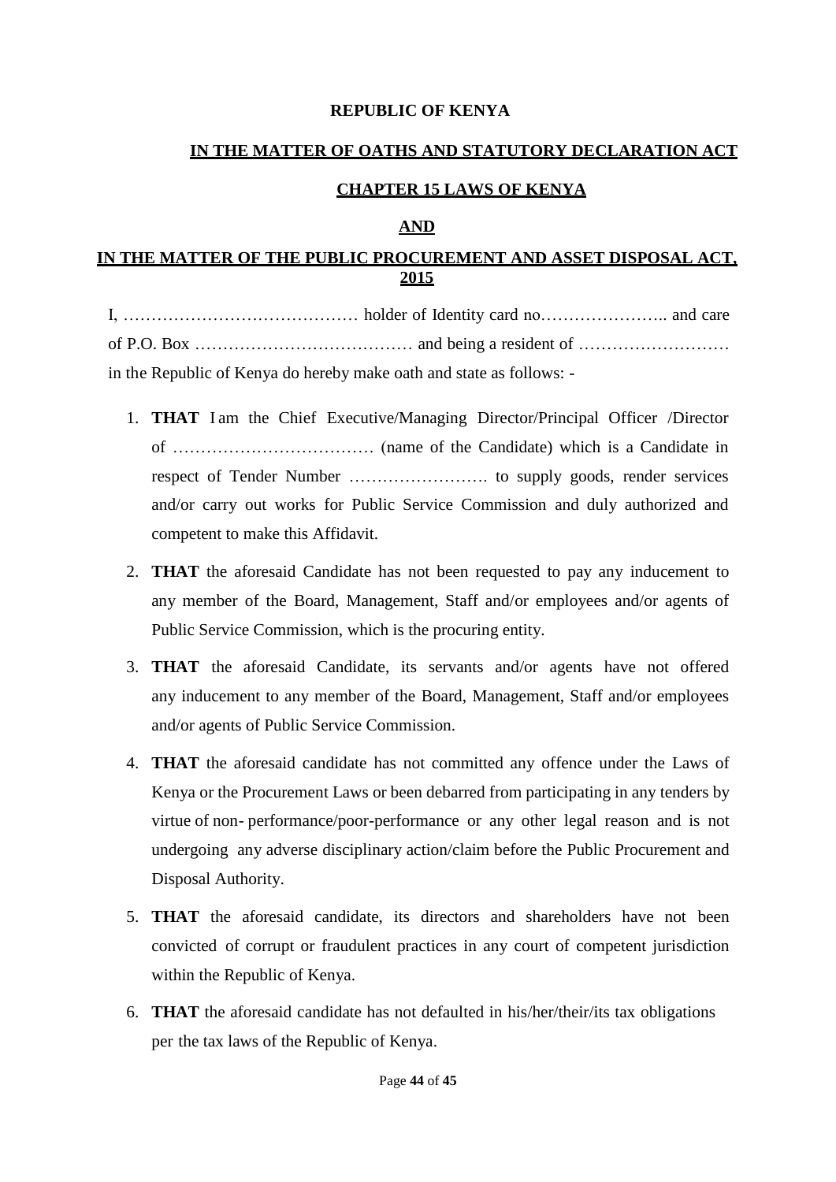**REPUBLIC OF KENYA**

**IN THE MATTER OF OATHS AND STATUTORY DECLARATION ACT**

**CHAPTER 15 LAWS OF KENYA**

**AND**

**IN THE MATTER OF THE PUBLIC PROCUREMENT AND ASSET DISPOSAL ACT, 2015**

I, …………………………………… holder of Identity card no………………….. and care of P.O. Box ………………………………… and being a resident of ……………………… in the Republic of Kenya do hereby make oath and state as follows: -

1. **THAT** I am the Chief Executive/Managing Director/Principal Officer /Director of ……………………………… (name of the Candidate) which is a Candidate in respect of Tender Number ……………………. to supply goods, render services and/or carry out works for Public Service Commission and duly authorized and competent to make this Affidavit.
2. **THAT** the aforesaid Candidate has not been requested to pay any inducement to any member of the Board, Management, Staff and/or employees and/or agents of Public Service Commission, which is the procuring entity.
3. **THAT** the aforesaid Candidate, its servants and/or agents have not offered any inducement to any member of the Board, Management, Staff and/or employees and/or agents of Public Service Commission.
4. **THAT** the aforesaid candidate has not committed any offence under the Laws of Kenya or the Procurement Laws or been debarred from participating in any tenders by virtue of non- performance/poor-performance or any other legal reason and is not undergoing any adverse disciplinary action/claim before the Public Procurement and Disposal Authority.
5. **THAT** the aforesaid candidate, its directors and shareholders have not been convicted of corrupt or fraudulent practices in any court of competent jurisdiction within the Republic of Kenya.
6. **THAT** the aforesaid candidate has not defaulted in his/her/their/its tax obligations per the tax laws of the Republic of Kenya.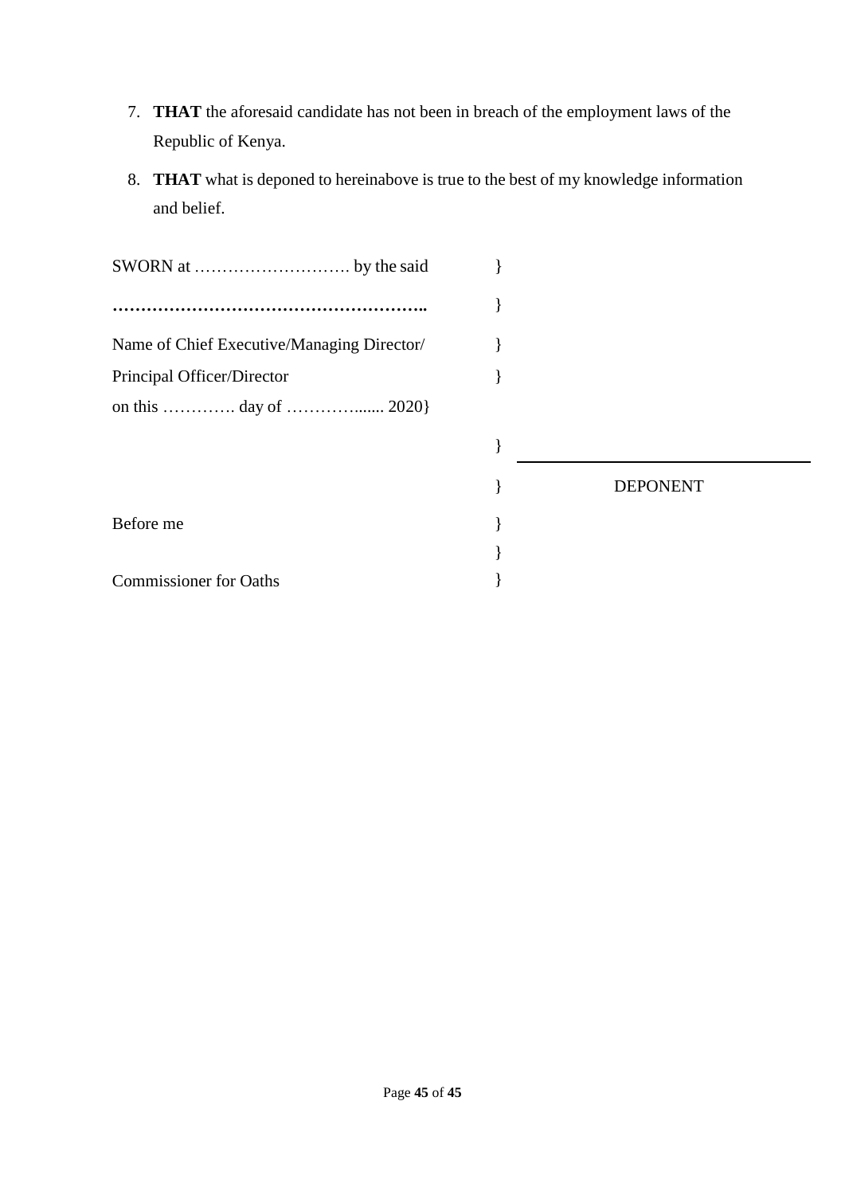7. **THAT** the aforesaid candidate has not been in breach of the employment laws of the Republic of Kenya.

8. **THAT** what is deponed to hereinabove is true to the best of my knowledge information and belief.

| | | |
|---|---|---|
| SWORN at ………………………. by the said | } | |
| **……………………………………………..** | } | |
| Name of Chief Executive/Managing Director/ | } | |
| Principal Officer/Director | } | |
| on this …………. day of …………....... 2020} | | |
| | } | ______________________________ |
| | } | DEPONENT |
| Before me | } | |
| | } | |
| Commissioner for Oaths | } | |